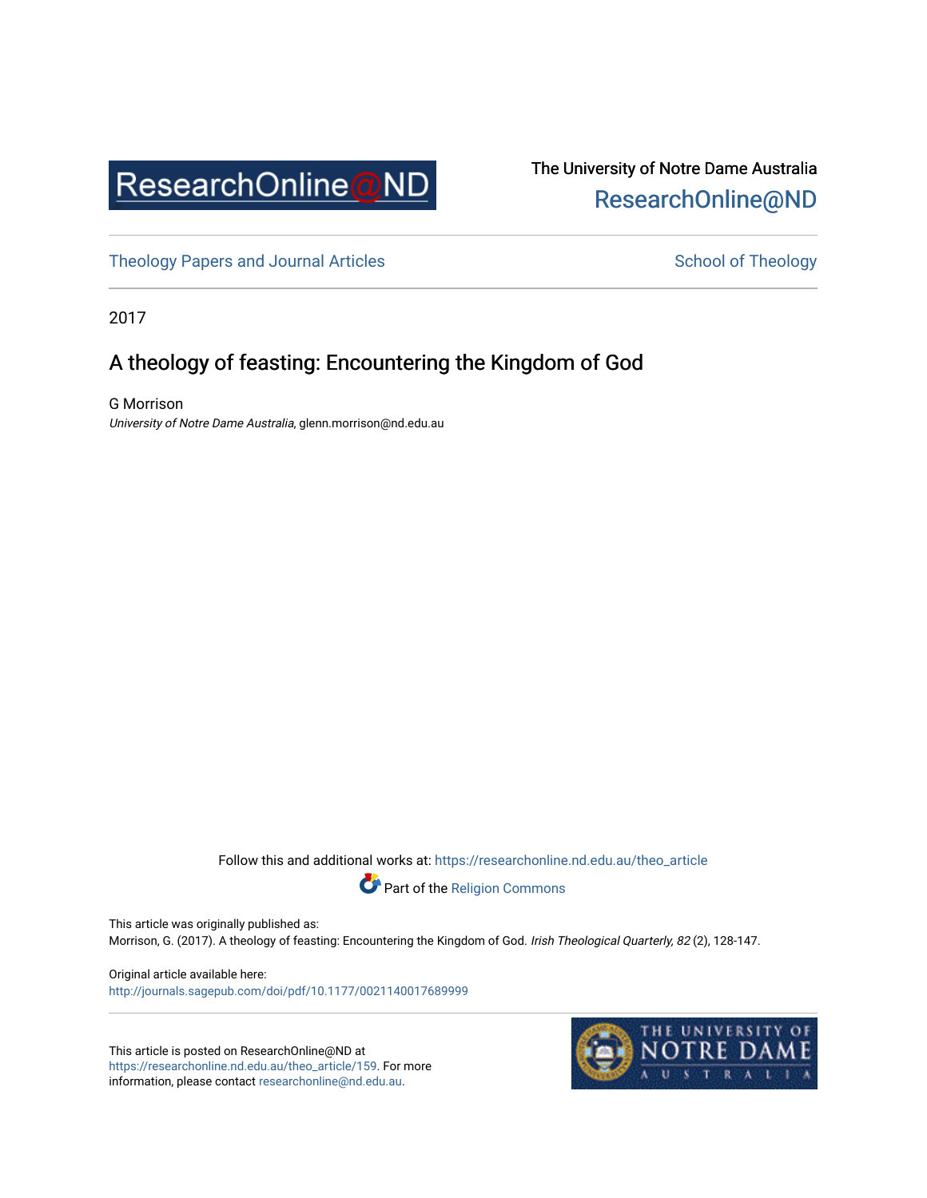ResearchOnline@ND

The University of Notre Dame Australia
ResearchOnline@ND

Theology Papers and Journal Articles

School of Theology

2017

# A theology of feasting: Encountering the Kingdom of God

G Morrison
*University of Notre Dame Australia*, glenn.morrison@nd.edu.au

Follow this and additional works at: https://researchonline.nd.edu.au/theo_article

Part of the Religion Commons

This article was originally published as:
Morrison, G. (2017). A theology of feasting: Encountering the Kingdom of God. *Irish Theological Quarterly, 82* (2), 128-147.

Original article available here:
http://journals.sagepub.com/doi/pdf/10.1177/0021140017689999

This article is posted on ResearchOnline@ND at https://researchonline.nd.edu.au/theo_article/159. For more information, please contact researchonline@nd.edu.au.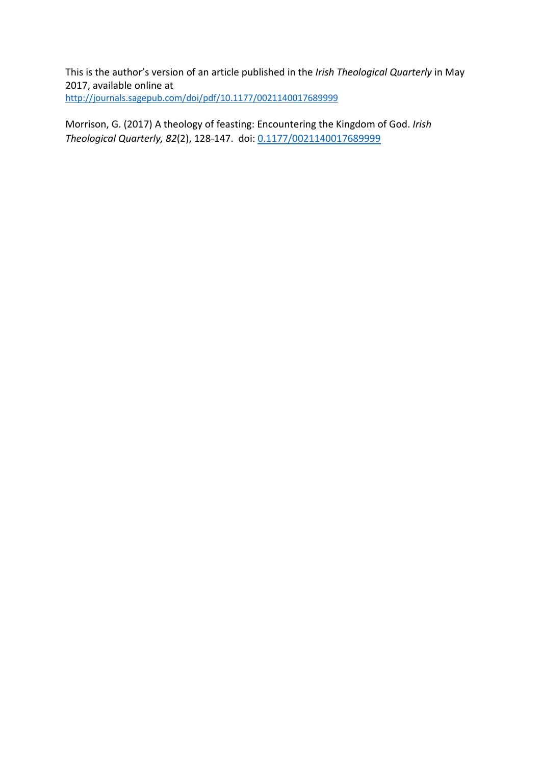This is the author's version of an article published in the *Irish Theological Quarterly* in May 2017, available online at
[http://journals.sagepub.com/doi/pdf/10.1177/0021140017689999](http://journals.sagepub.com/doi/pdf/10.1177/0021140017689999)

Morrison, G. (2017) A theology of feasting: Encountering the Kingdom of God. *Irish Theological Quarterly, 82*(2), 128-147. doi: [0.1177/0021140017689999](0.1177/0021140017689999)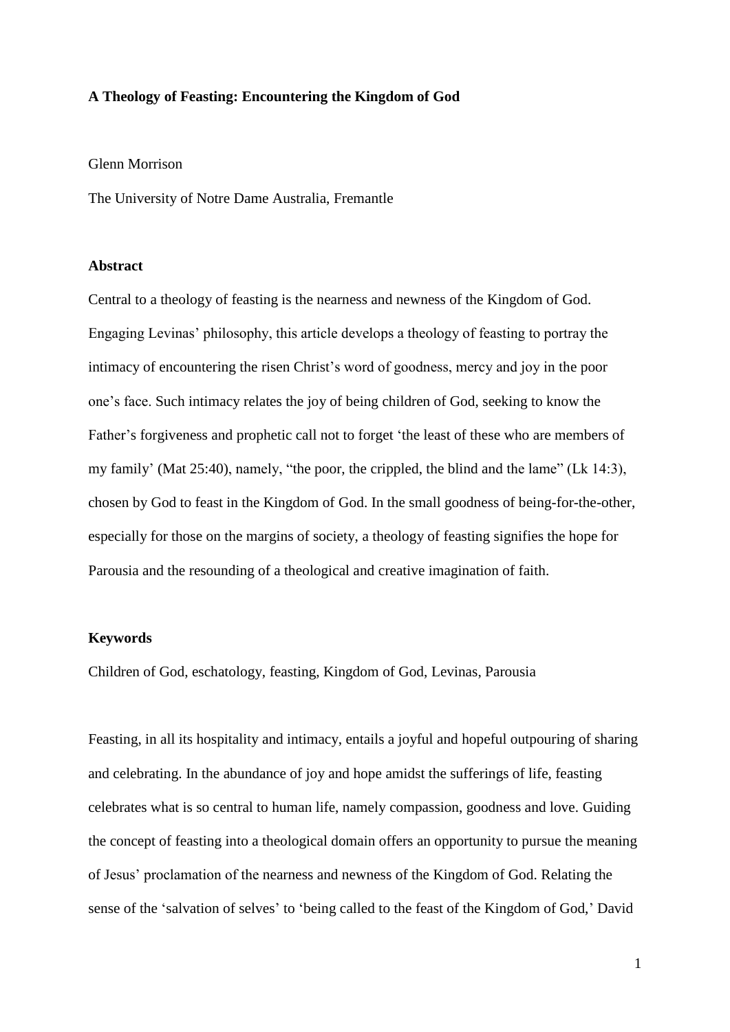**A Theology of Feasting: Encountering the Kingdom of God**

Glenn Morrison

The University of Notre Dame Australia, Fremantle

**Abstract**

Central to a theology of feasting is the nearness and newness of the Kingdom of God. Engaging Levinas' philosophy, this article develops a theology of feasting to portray the intimacy of encountering the risen Christ's word of goodness, mercy and joy in the poor one's face. Such intimacy relates the joy of being children of God, seeking to know the Father's forgiveness and prophetic call not to forget 'the least of these who are members of my family' (Mat 25:40), namely, "the poor, the crippled, the blind and the lame" (Lk 14:3), chosen by God to feast in the Kingdom of God. In the small goodness of being-for-the-other, especially for those on the margins of society, a theology of feasting signifies the hope for Parousia and the resounding of a theological and creative imagination of faith.

**Keywords**

Children of God, eschatology, feasting, Kingdom of God, Levinas, Parousia

Feasting, in all its hospitality and intimacy, entails a joyful and hopeful outpouring of sharing and celebrating. In the abundance of joy and hope amidst the sufferings of life, feasting celebrates what is so central to human life, namely compassion, goodness and love. Guiding the concept of feasting into a theological domain offers an opportunity to pursue the meaning of Jesus' proclamation of the nearness and newness of the Kingdom of God. Relating the sense of the 'salvation of selves' to 'being called to the feast of the Kingdom of God,' David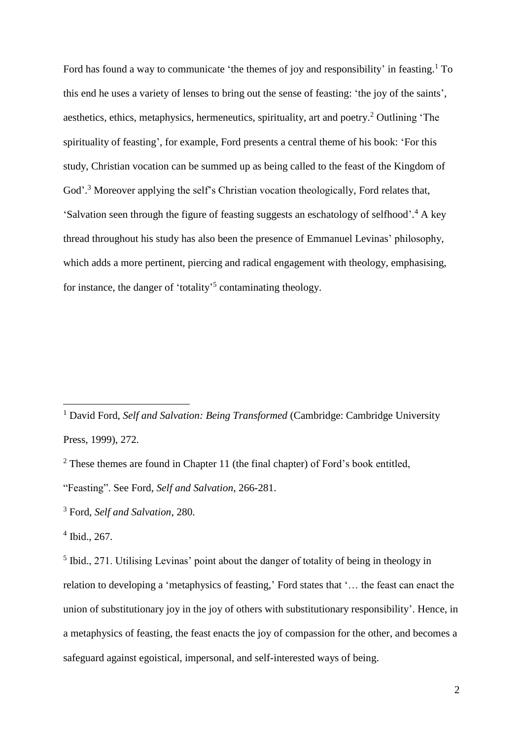Ford has found a way to communicate 'the themes of joy and responsibility' in feasting.[1] To this end he uses a variety of lenses to bring out the sense of feasting: 'the joy of the saints', aesthetics, ethics, metaphysics, hermeneutics, spirituality, art and poetry.[2] Outlining 'The spirituality of feasting', for example, Ford presents a central theme of his book: 'For this study, Christian vocation can be summed up as being called to the feast of the Kingdom of God'.[3] Moreover applying the self's Christian vocation theologically, Ford relates that, 'Salvation seen through the figure of feasting suggests an eschatology of selfhood'.[4] A key thread throughout his study has also been the presence of Emmanuel Levinas' philosophy, which adds a more pertinent, piercing and radical engagement with theology, emphasising, for instance, the danger of 'totality'[5] contaminating theology.

---

[1] David Ford, *Self and Salvation: Being Transformed* (Cambridge: Cambridge University Press, 1999), 272.

[2] These themes are found in Chapter 11 (the final chapter) of Ford's book entitled, "Feasting". See Ford, *Self and Salvation*, 266-281.

[3] Ford, *Self and Salvation*, 280.

[4] Ibid., 267.

[5] Ibid., 271. Utilising Levinas' point about the danger of totality of being in theology in relation to developing a 'metaphysics of feasting,' Ford states that '… the feast can enact the union of substitutionary joy in the joy of others with substitutionary responsibility'. Hence, in a metaphysics of feasting, the feast enacts the joy of compassion for the other, and becomes a safeguard against egoistical, impersonal, and self-interested ways of being.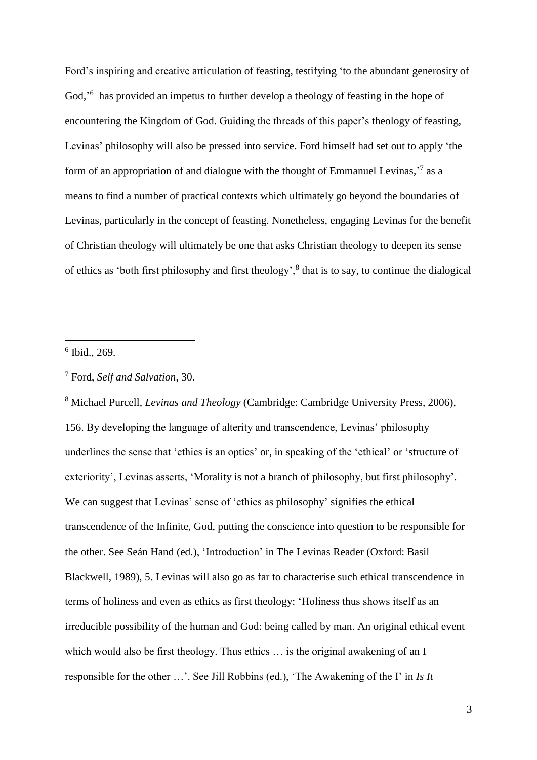Ford's inspiring and creative articulation of feasting, testifying 'to the abundant generosity of God,'[6] has provided an impetus to further develop a theology of feasting in the hope of encountering the Kingdom of God. Guiding the threads of this paper's theology of feasting, Levinas' philosophy will also be pressed into service. Ford himself had set out to apply 'the form of an appropriation of and dialogue with the thought of Emmanuel Levinas,'[7] as a means to find a number of practical contexts which ultimately go beyond the boundaries of Levinas, particularly in the concept of feasting. Nonetheless, engaging Levinas for the benefit of Christian theology will ultimately be one that asks Christian theology to deepen its sense of ethics as 'both first philosophy and first theology',[8] that is to say, to continue the dialogical

---

[6] Ibid., 269.

[7] Ford, *Self and Salvation*, 30.

[8] Michael Purcell, *Levinas and Theology* (Cambridge: Cambridge University Press, 2006), 156. By developing the language of alterity and transcendence, Levinas' philosophy underlines the sense that 'ethics is an optics' or, in speaking of the 'ethical' or 'structure of exteriority', Levinas asserts, 'Morality is not a branch of philosophy, but first philosophy'. We can suggest that Levinas' sense of 'ethics as philosophy' signifies the ethical transcendence of the Infinite, God, putting the conscience into question to be responsible for the other. See Seán Hand (ed.), 'Introduction' in The Levinas Reader (Oxford: Basil Blackwell, 1989), 5. Levinas will also go as far to characterise such ethical transcendence in terms of holiness and even as ethics as first theology: 'Holiness thus shows itself as an irreducible possibility of the human and God: being called by man. An original ethical event which would also be first theology. Thus ethics … is the original awakening of an I responsible for the other …'. See Jill Robbins (ed.), 'The Awakening of the I' in *Is It*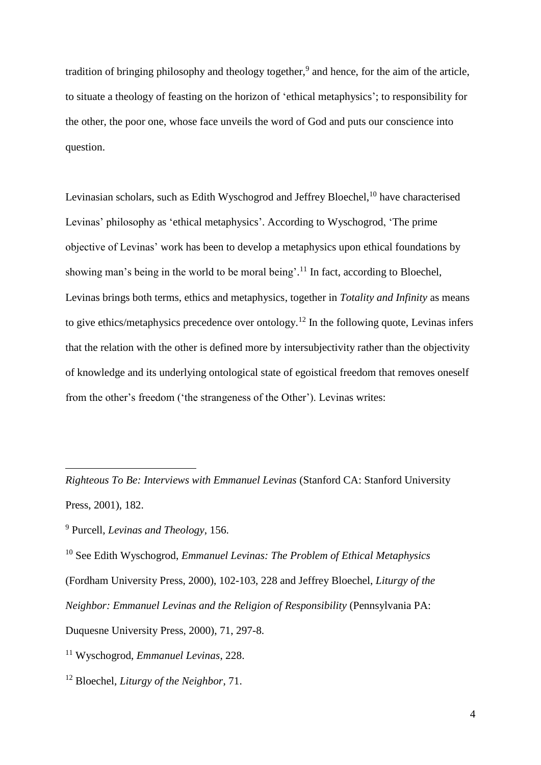tradition of bringing philosophy and theology together,[9] and hence, for the aim of the article, to situate a theology of feasting on the horizon of 'ethical metaphysics'; to responsibility for the other, the poor one, whose face unveils the word of God and puts our conscience into question.

Levinasian scholars, such as Edith Wyschogrod and Jeffrey Bloechel,[10] have characterised Levinas' philosophy as 'ethical metaphysics'. According to Wyschogrod, 'The prime objective of Levinas' work has been to develop a metaphysics upon ethical foundations by showing man's being in the world to be moral being'.[11] In fact, according to Bloechel, Levinas brings both terms, ethics and metaphysics, together in *Totality and Infinity* as means to give ethics/metaphysics precedence over ontology.[12] In the following quote, Levinas infers that the relation with the other is defined more by intersubjectivity rather than the objectivity of knowledge and its underlying ontological state of egoistical freedom that removes oneself from the other's freedom ('the strangeness of the Other'). Levinas writes:

---

*Righteous To Be: Interviews with Emmanuel Levinas* (Stanford CA: Stanford University Press, 2001), 182.

[9] Purcell, *Levinas and Theology*, 156.

[10] See Edith Wyschogrod, *Emmanuel Levinas: The Problem of Ethical Metaphysics* (Fordham University Press, 2000), 102-103, 228 and Jeffrey Bloechel, *Liturgy of the Neighbor: Emmanuel Levinas and the Religion of Responsibility* (Pennsylvania PA: Duquesne University Press, 2000), 71, 297-8.

[11] Wyschogrod, *Emmanuel Levinas*, 228.

[12] Bloechel, *Liturgy of the Neighbor*, 71.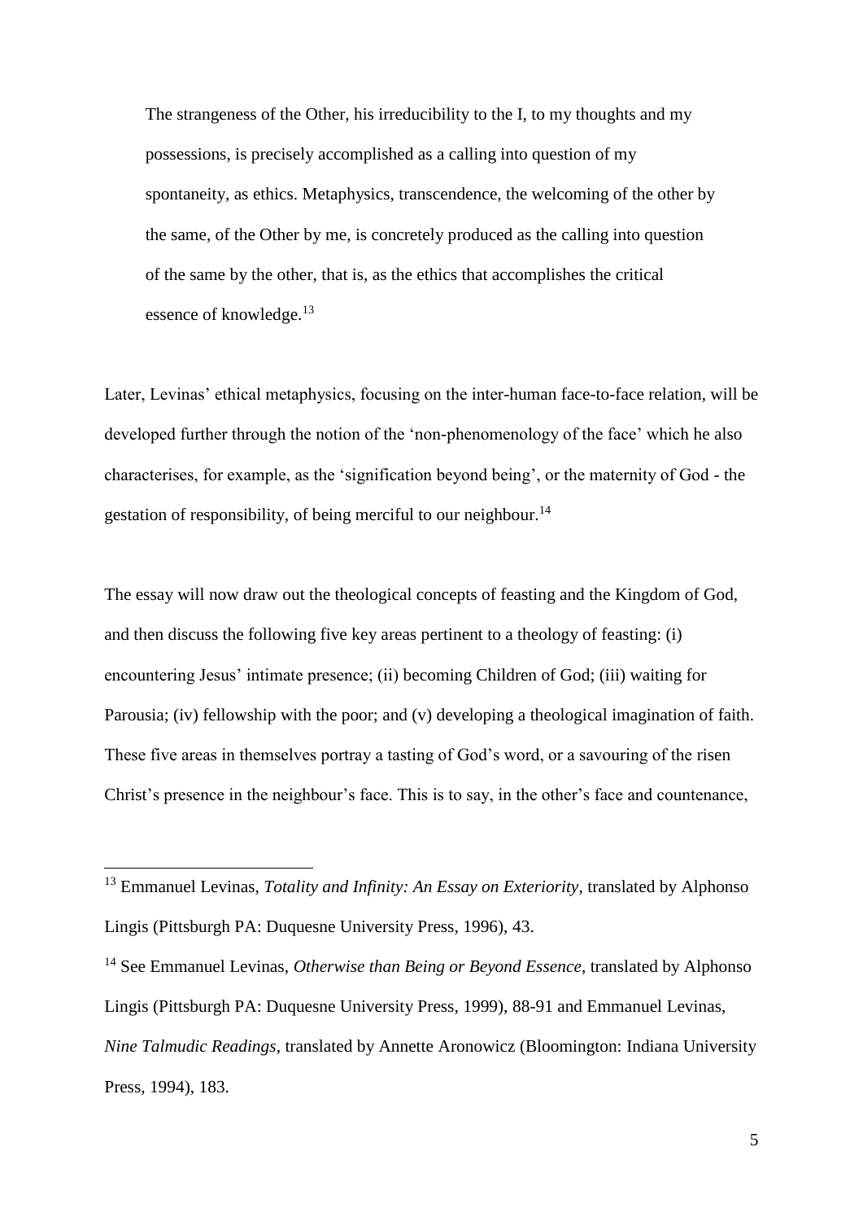> The strangeness of the Other, his irreducibility to the I, to my thoughts and my possessions, is precisely accomplished as a calling into question of my spontaneity, as ethics. Metaphysics, transcendence, the welcoming of the other by the same, of the Other by me, is concretely produced as the calling into question of the same by the other, that is, as the ethics that accomplishes the critical essence of knowledge.[13]

Later, Levinas' ethical metaphysics, focusing on the inter-human face-to-face relation, will be developed further through the notion of the 'non-phenomenology of the face' which he also characterises, for example, as the 'signification beyond being', or the maternity of God - the gestation of responsibility, of being merciful to our neighbour.[14]

The essay will now draw out the theological concepts of feasting and the Kingdom of God, and then discuss the following five key areas pertinent to a theology of feasting: (i) encountering Jesus' intimate presence; (ii) becoming Children of God; (iii) waiting for Parousia; (iv) fellowship with the poor; and (v) developing a theological imagination of faith. These five areas in themselves portray a tasting of God's word, or a savouring of the risen Christ's presence in the neighbour's face. This is to say, in the other's face and countenance,

---

[13] Emmanuel Levinas, *Totality and Infinity: An Essay on Exteriority*, translated by Alphonso Lingis (Pittsburgh PA: Duquesne University Press, 1996), 43.

[14] See Emmanuel Levinas, *Otherwise than Being or Beyond Essence*, translated by Alphonso Lingis (Pittsburgh PA: Duquesne University Press, 1999), 88-91 and Emmanuel Levinas, *Nine Talmudic Readings*, translated by Annette Aronowicz (Bloomington: Indiana University Press, 1994), 183.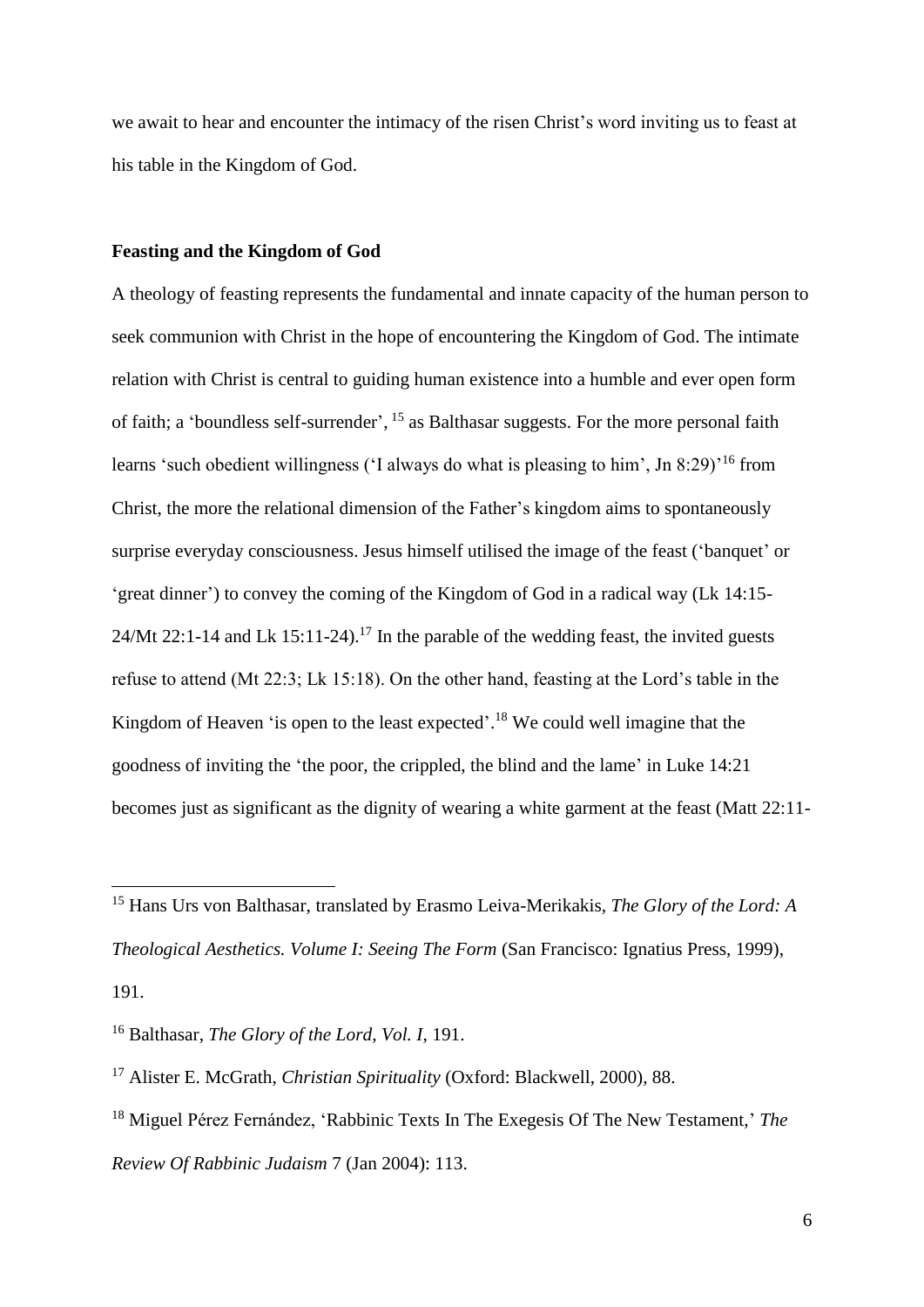we await to hear and encounter the intimacy of the risen Christ's word inviting us to feast at his table in the Kingdom of God.

## Feasting and the Kingdom of God

A theology of feasting represents the fundamental and innate capacity of the human person to seek communion with Christ in the hope of encountering the Kingdom of God. The intimate relation with Christ is central to guiding human existence into a humble and ever open form of faith; a 'boundless self-surrender', [15] as Balthasar suggests. For the more personal faith learns 'such obedient willingness ('I always do what is pleasing to him', Jn 8:29)'[16] from Christ, the more the relational dimension of the Father's kingdom aims to spontaneously surprise everyday consciousness. Jesus himself utilised the image of the feast ('banquet' or 'great dinner') to convey the coming of the Kingdom of God in a radical way (Lk 14:15-24/Mt 22:1-14 and Lk 15:11-24).[17] In the parable of the wedding feast, the invited guests refuse to attend (Mt 22:3; Lk 15:18). On the other hand, feasting at the Lord's table in the Kingdom of Heaven 'is open to the least expected'.[18] We could well imagine that the goodness of inviting the 'the poor, the crippled, the blind and the lame' in Luke 14:21 becomes just as significant as the dignity of wearing a white garment at the feast (Matt 22:11-

---

[15] Hans Urs von Balthasar, translated by Erasmo Leiva-Merikakis, *The Glory of the Lord: A Theological Aesthetics. Volume I: Seeing The Form* (San Francisco: Ignatius Press, 1999), 191.

[16] Balthasar, *The Glory of the Lord, Vol. I*, 191.

[17] Alister E. McGrath, *Christian Spirituality* (Oxford: Blackwell, 2000), 88.

[18] Miguel Pérez Fernández, 'Rabbinic Texts In The Exegesis Of The New Testament,' *The Review Of Rabbinic Judaism* 7 (Jan 2004): 113.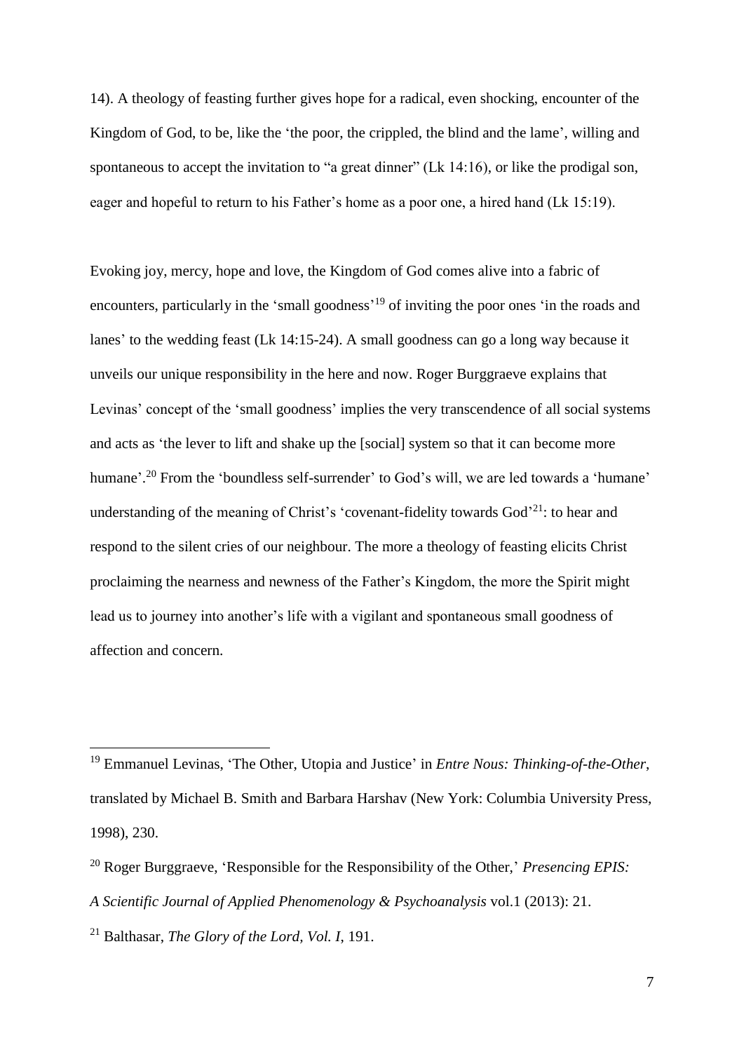14). A theology of feasting further gives hope for a radical, even shocking, encounter of the Kingdom of God, to be, like the 'the poor, the crippled, the blind and the lame', willing and spontaneous to accept the invitation to "a great dinner" (Lk 14:16), or like the prodigal son, eager and hopeful to return to his Father's home as a poor one, a hired hand (Lk 15:19).

Evoking joy, mercy, hope and love, the Kingdom of God comes alive into a fabric of encounters, particularly in the 'small goodness'[19] of inviting the poor ones 'in the roads and lanes' to the wedding feast (Lk 14:15-24). A small goodness can go a long way because it unveils our unique responsibility in the here and now. Roger Burggraeve explains that Levinas' concept of the 'small goodness' implies the very transcendence of all social systems and acts as 'the lever to lift and shake up the [social] system so that it can become more humane'.[20] From the 'boundless self-surrender' to God's will, we are led towards a 'humane' understanding of the meaning of Christ's 'covenant-fidelity towards God'[21]: to hear and respond to the silent cries of our neighbour. The more a theology of feasting elicits Christ proclaiming the nearness and newness of the Father's Kingdom, the more the Spirit might lead us to journey into another's life with a vigilant and spontaneous small goodness of affection and concern.

---

[19] Emmanuel Levinas, 'The Other, Utopia and Justice' in *Entre Nous: Thinking-of-the-Other*, translated by Michael B. Smith and Barbara Harshav (New York: Columbia University Press, 1998), 230.

[20] Roger Burggraeve, 'Responsible for the Responsibility of the Other,' *Presencing EPIS: A Scientific Journal of Applied Phenomenology & Psychoanalysis* vol.1 (2013): 21.

[21] Balthasar, *The Glory of the Lord, Vol. I*, 191.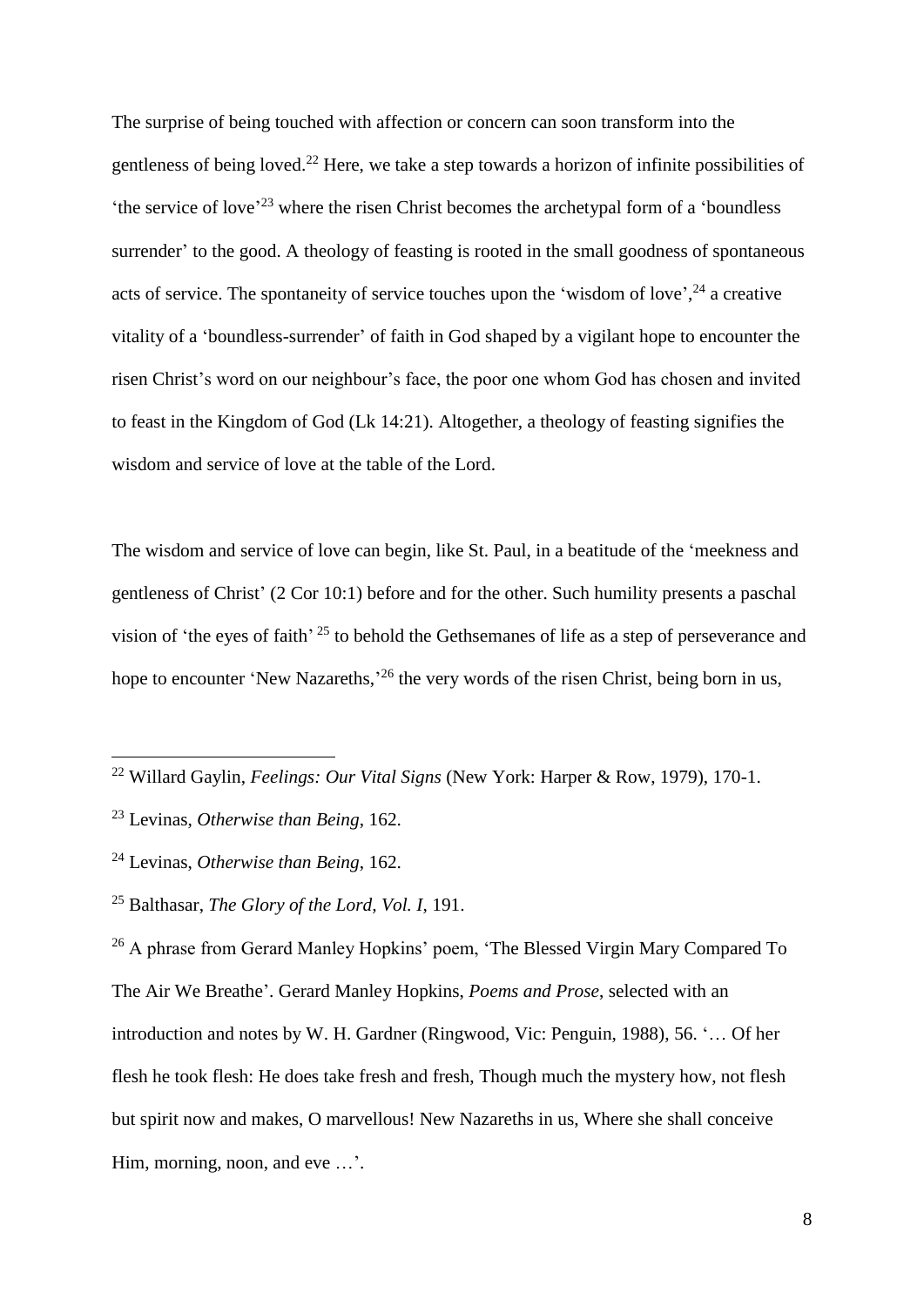The surprise of being touched with affection or concern can soon transform into the gentleness of being loved.[22] Here, we take a step towards a horizon of infinite possibilities of 'the service of love'[23] where the risen Christ becomes the archetypal form of a 'boundless surrender' to the good. A theology of feasting is rooted in the small goodness of spontaneous acts of service. The spontaneity of service touches upon the 'wisdom of love',[24] a creative vitality of a 'boundless-surrender' of faith in God shaped by a vigilant hope to encounter the risen Christ's word on our neighbour's face, the poor one whom God has chosen and invited to feast in the Kingdom of God (Lk 14:21). Altogether, a theology of feasting signifies the wisdom and service of love at the table of the Lord.

The wisdom and service of love can begin, like St. Paul, in a beatitude of the 'meekness and gentleness of Christ' (2 Cor 10:1) before and for the other. Such humility presents a paschal vision of 'the eyes of faith' [25] to behold the Gethsemanes of life as a step of perseverance and hope to encounter 'New Nazareths,'[26] the very words of the risen Christ, being born in us,

---

[22] Willard Gaylin, *Feelings: Our Vital Signs* (New York: Harper & Row, 1979), 170-1.

[23] Levinas, *Otherwise than Being*, 162.

[24] Levinas, *Otherwise than Being*, 162.

[25] Balthasar, *The Glory of the Lord, Vol. I*, 191.

[26] A phrase from Gerard Manley Hopkins' poem, 'The Blessed Virgin Mary Compared To The Air We Breathe'. Gerard Manley Hopkins, *Poems and Prose*, selected with an introduction and notes by W. H. Gardner (Ringwood, Vic: Penguin, 1988), 56. '… Of her flesh he took flesh: He does take fresh and fresh, Though much the mystery how, not flesh but spirit now and makes, O marvellous! New Nazareths in us, Where she shall conceive Him, morning, noon, and eve …'.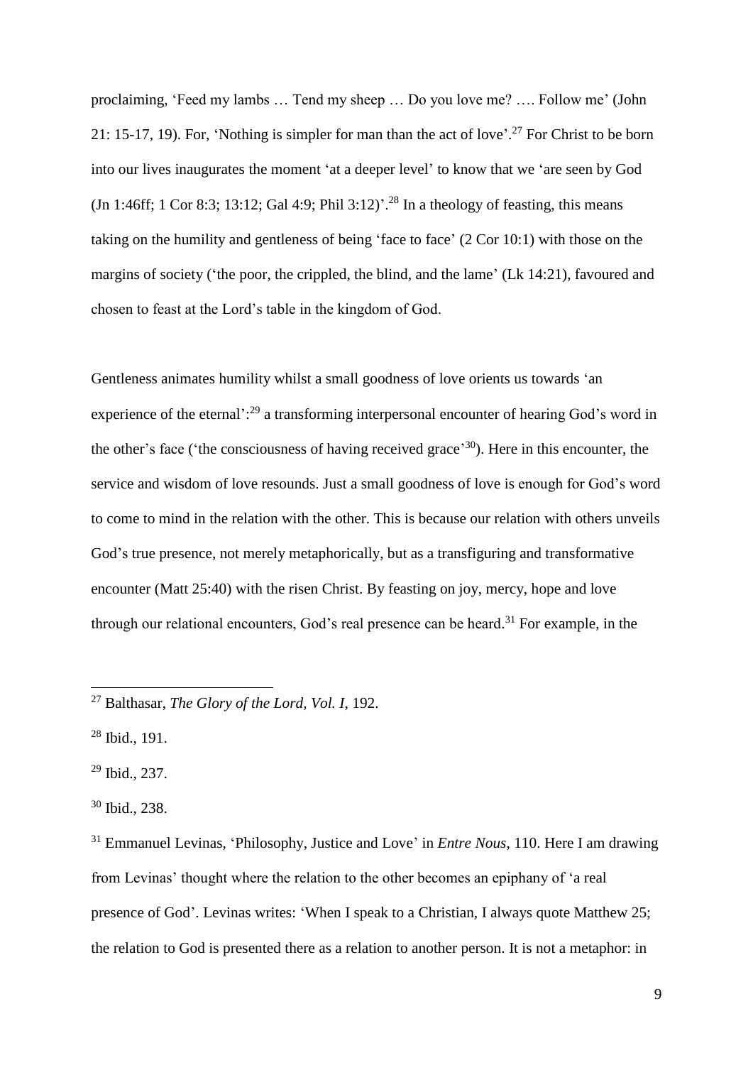proclaiming, 'Feed my lambs … Tend my sheep … Do you love me? …. Follow me' (John 21: 15-17, 19). For, 'Nothing is simpler for man than the act of love'.[27] For Christ to be born into our lives inaugurates the moment 'at a deeper level' to know that we 'are seen by God (Jn 1:46ff; 1 Cor 8:3; 13:12; Gal 4:9; Phil 3:12)'.[28] In a theology of feasting, this means taking on the humility and gentleness of being 'face to face' (2 Cor 10:1) with those on the margins of society ('the poor, the crippled, the blind, and the lame' (Lk 14:21), favoured and chosen to feast at the Lord's table in the kingdom of God.

Gentleness animates humility whilst a small goodness of love orients us towards 'an experience of the eternal':[29] a transforming interpersonal encounter of hearing God's word in the other's face ('the consciousness of having received grace'[30]). Here in this encounter, the service and wisdom of love resounds. Just a small goodness of love is enough for God's word to come to mind in the relation with the other. This is because our relation with others unveils God's true presence, not merely metaphorically, but as a transfiguring and transformative encounter (Matt 25:40) with the risen Christ. By feasting on joy, mercy, hope and love through our relational encounters, God's real presence can be heard.[31] For example, in the

---

[27] Balthasar, *The Glory of the Lord, Vol. I*, 192.

[28] Ibid., 191.

[29] Ibid., 237.

[30] Ibid., 238.

[31] Emmanuel Levinas, 'Philosophy, Justice and Love' in *Entre Nous*, 110. Here I am drawing from Levinas' thought where the relation to the other becomes an epiphany of 'a real presence of God'. Levinas writes: 'When I speak to a Christian, I always quote Matthew 25; the relation to God is presented there as a relation to another person. It is not a metaphor: in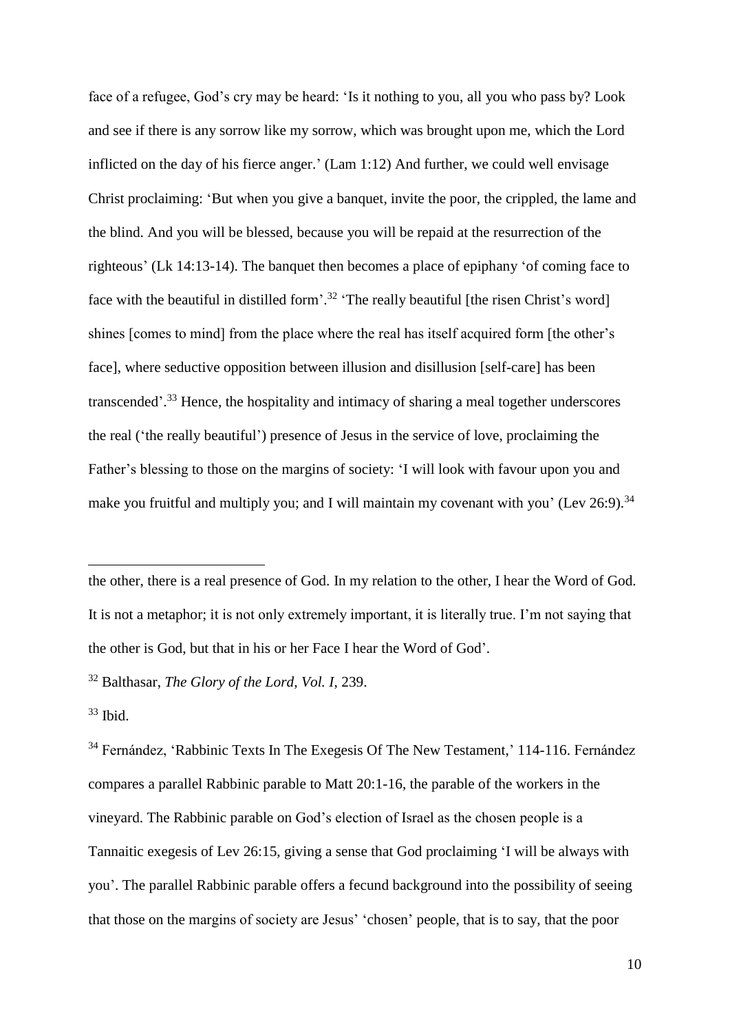face of a refugee, God's cry may be heard: 'Is it nothing to you, all you who pass by? Look and see if there is any sorrow like my sorrow, which was brought upon me, which the Lord inflicted on the day of his fierce anger.' (Lam 1:12) And further, we could well envisage Christ proclaiming: 'But when you give a banquet, invite the poor, the crippled, the lame and the blind. And you will be blessed, because you will be repaid at the resurrection of the righteous' (Lk 14:13-14). The banquet then becomes a place of epiphany 'of coming face to face with the beautiful in distilled form'.[32] 'The really beautiful [the risen Christ's word] shines [comes to mind] from the place where the real has itself acquired form [the other's face], where seductive opposition between illusion and disillusion [self-care] has been transcended'.[33] Hence, the hospitality and intimacy of sharing a meal together underscores the real ('the really beautiful') presence of Jesus in the service of love, proclaiming the Father's blessing to those on the margins of society: 'I will look with favour upon you and make you fruitful and multiply you; and I will maintain my covenant with you' (Lev 26:9).[34]

---

the other, there is a real presence of God. In my relation to the other, I hear the Word of God. It is not a metaphor; it is not only extremely important, it is literally true. I'm not saying that the other is God, but that in his or her Face I hear the Word of God'.

[32] Balthasar, *The Glory of the Lord, Vol. I*, 239.

[33] Ibid.

[34] Fernández, 'Rabbinic Texts In The Exegesis Of The New Testament,' 114-116. Fernández compares a parallel Rabbinic parable to Matt 20:1-16, the parable of the workers in the vineyard. The Rabbinic parable on God's election of Israel as the chosen people is a Tannaitic exegesis of Lev 26:15, giving a sense that God proclaiming 'I will be always with you'. The parallel Rabbinic parable offers a fecund background into the possibility of seeing that those on the margins of society are Jesus' 'chosen' people, that is to say, that the poor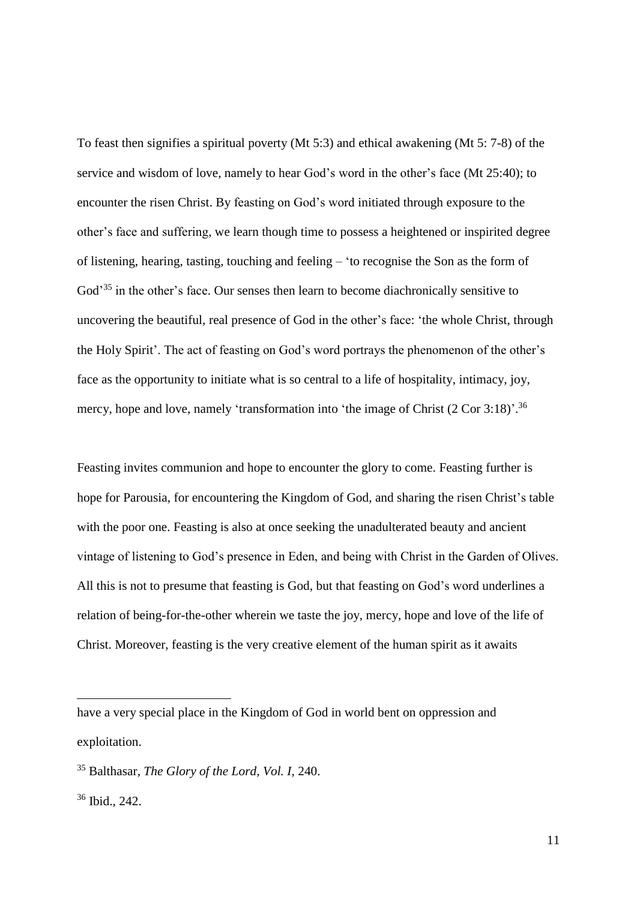To feast then signifies a spiritual poverty (Mt 5:3) and ethical awakening (Mt 5: 7-8) of the service and wisdom of love, namely to hear God's word in the other's face (Mt 25:40); to encounter the risen Christ. By feasting on God's word initiated through exposure to the other's face and suffering, we learn though time to possess a heightened or inspirited degree of listening, hearing, tasting, touching and feeling – 'to recognise the Son as the form of God'[35] in the other's face. Our senses then learn to become diachronically sensitive to uncovering the beautiful, real presence of God in the other's face: 'the whole Christ, through the Holy Spirit'. The act of feasting on God's word portrays the phenomenon of the other's face as the opportunity to initiate what is so central to a life of hospitality, intimacy, joy, mercy, hope and love, namely 'transformation into 'the image of Christ (2 Cor 3:18)'.[36]

Feasting invites communion and hope to encounter the glory to come. Feasting further is hope for Parousia, for encountering the Kingdom of God, and sharing the risen Christ's table with the poor one. Feasting is also at once seeking the unadulterated beauty and ancient vintage of listening to God's presence in Eden, and being with Christ in the Garden of Olives. All this is not to presume that feasting is God, but that feasting on God's word underlines a relation of being-for-the-other wherein we taste the joy, mercy, hope and love of the life of Christ. Moreover, feasting is the very creative element of the human spirit as it awaits

---

have a very special place in the Kingdom of God in world bent on oppression and exploitation.

[35] Balthasar, *The Glory of the Lord, Vol. I*, 240.

[36] Ibid., 242.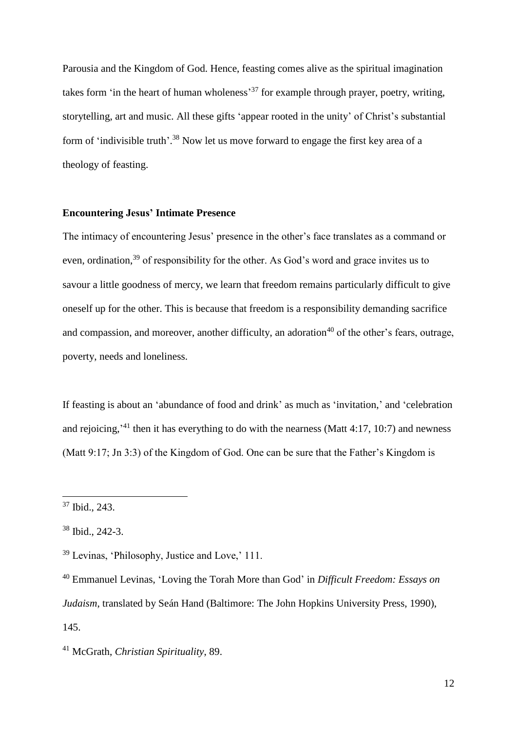Parousia and the Kingdom of God. Hence, feasting comes alive as the spiritual imagination takes form 'in the heart of human wholeness'[37] for example through prayer, poetry, writing, storytelling, art and music. All these gifts 'appear rooted in the unity' of Christ's substantial form of 'indivisible truth'.[38] Now let us move forward to engage the first key area of a theology of feasting.

**Encountering Jesus' Intimate Presence**

The intimacy of encountering Jesus' presence in the other's face translates as a command or even, ordination,[39] of responsibility for the other. As God's word and grace invites us to savour a little goodness of mercy, we learn that freedom remains particularly difficult to give oneself up for the other. This is because that freedom is a responsibility demanding sacrifice and compassion, and moreover, another difficulty, an adoration[40] of the other's fears, outrage, poverty, needs and loneliness.

If feasting is about an 'abundance of food and drink' as much as 'invitation,' and 'celebration and rejoicing,'[41] then it has everything to do with the nearness (Matt 4:17, 10:7) and newness (Matt 9:17; Jn 3:3) of the Kingdom of God. One can be sure that the Father's Kingdom is

---

[37] Ibid., 243.

[38] Ibid., 242-3.

[39] Levinas, 'Philosophy, Justice and Love,' 111.

[40] Emmanuel Levinas, 'Loving the Torah More than God' in *Difficult Freedom: Essays on Judaism*, translated by Seán Hand (Baltimore: The John Hopkins University Press, 1990), 145.

[41] McGrath, *Christian Spirituality*, 89.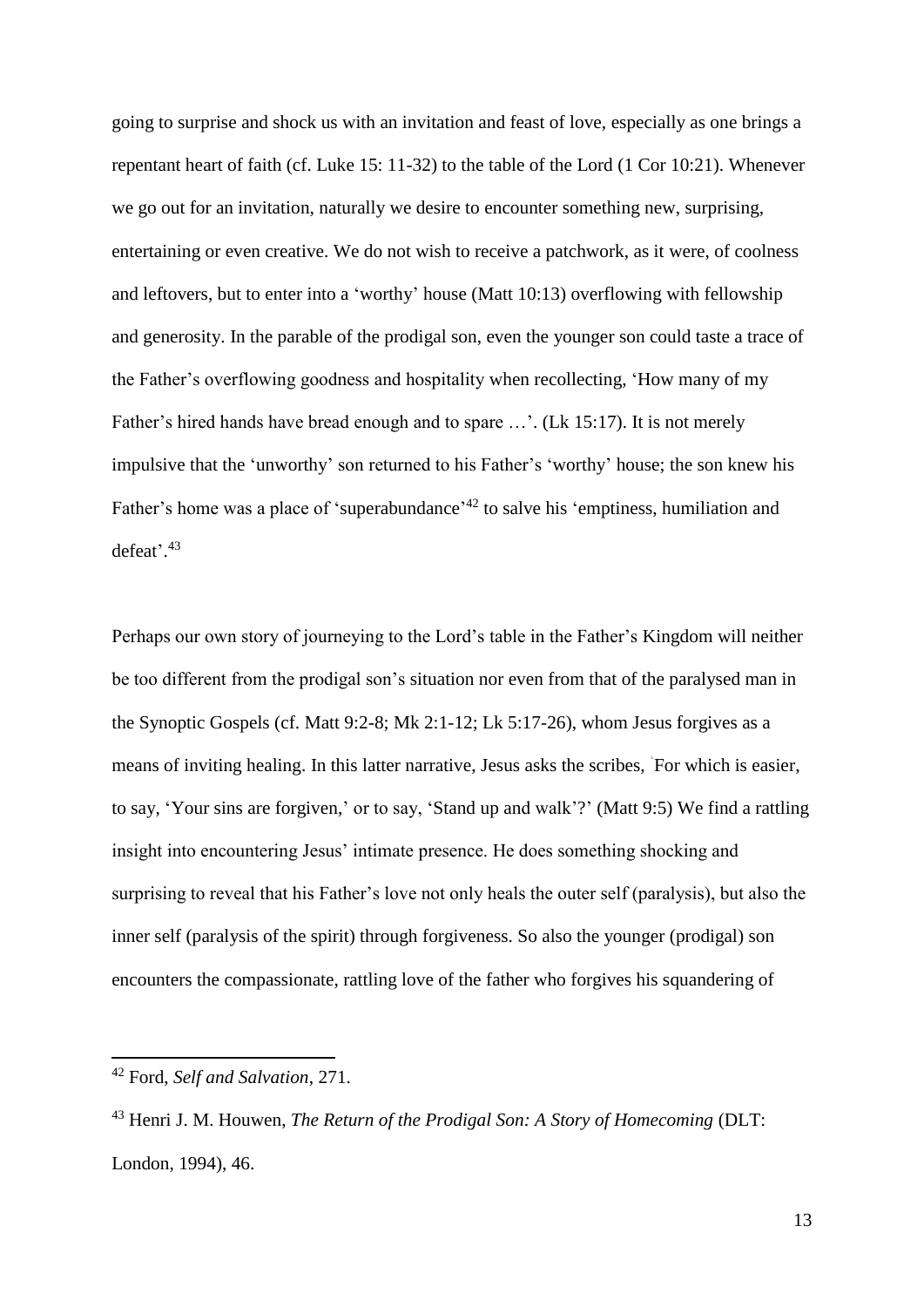going to surprise and shock us with an invitation and feast of love, especially as one brings a repentant heart of faith (cf. Luke 15: 11-32) to the table of the Lord (1 Cor 10:21). Whenever we go out for an invitation, naturally we desire to encounter something new, surprising, entertaining or even creative. We do not wish to receive a patchwork, as it were, of coolness and leftovers, but to enter into a 'worthy' house (Matt 10:13) overflowing with fellowship and generosity. In the parable of the prodigal son, even the younger son could taste a trace of the Father's overflowing goodness and hospitality when recollecting, 'How many of my Father's hired hands have bread enough and to spare …'. (Lk 15:17). It is not merely impulsive that the 'unworthy' son returned to his Father's 'worthy' house; the son knew his Father's home was a place of 'superabundance'[42] to salve his 'emptiness, humiliation and defeat'.[43]

Perhaps our own story of journeying to the Lord's table in the Father's Kingdom will neither be too different from the prodigal son's situation nor even from that of the paralysed man in the Synoptic Gospels (cf. Matt 9:2-8; Mk 2:1-12; Lk 5:17-26), whom Jesus forgives as a means of inviting healing. In this latter narrative, Jesus asks the scribes, 'For which is easier, to say, 'Your sins are forgiven,' or to say, 'Stand up and walk'?' (Matt 9:5) We find a rattling insight into encountering Jesus' intimate presence. He does something shocking and surprising to reveal that his Father's love not only heals the outer self (paralysis), but also the inner self (paralysis of the spirit) through forgiveness. So also the younger (prodigal) son encounters the compassionate, rattling love of the father who forgives his squandering of

---

[42] Ford, *Self and Salvation*, 271.

[43] Henri J. M. Houwen, *The Return of the Prodigal Son: A Story of Homecoming* (DLT: London, 1994), 46.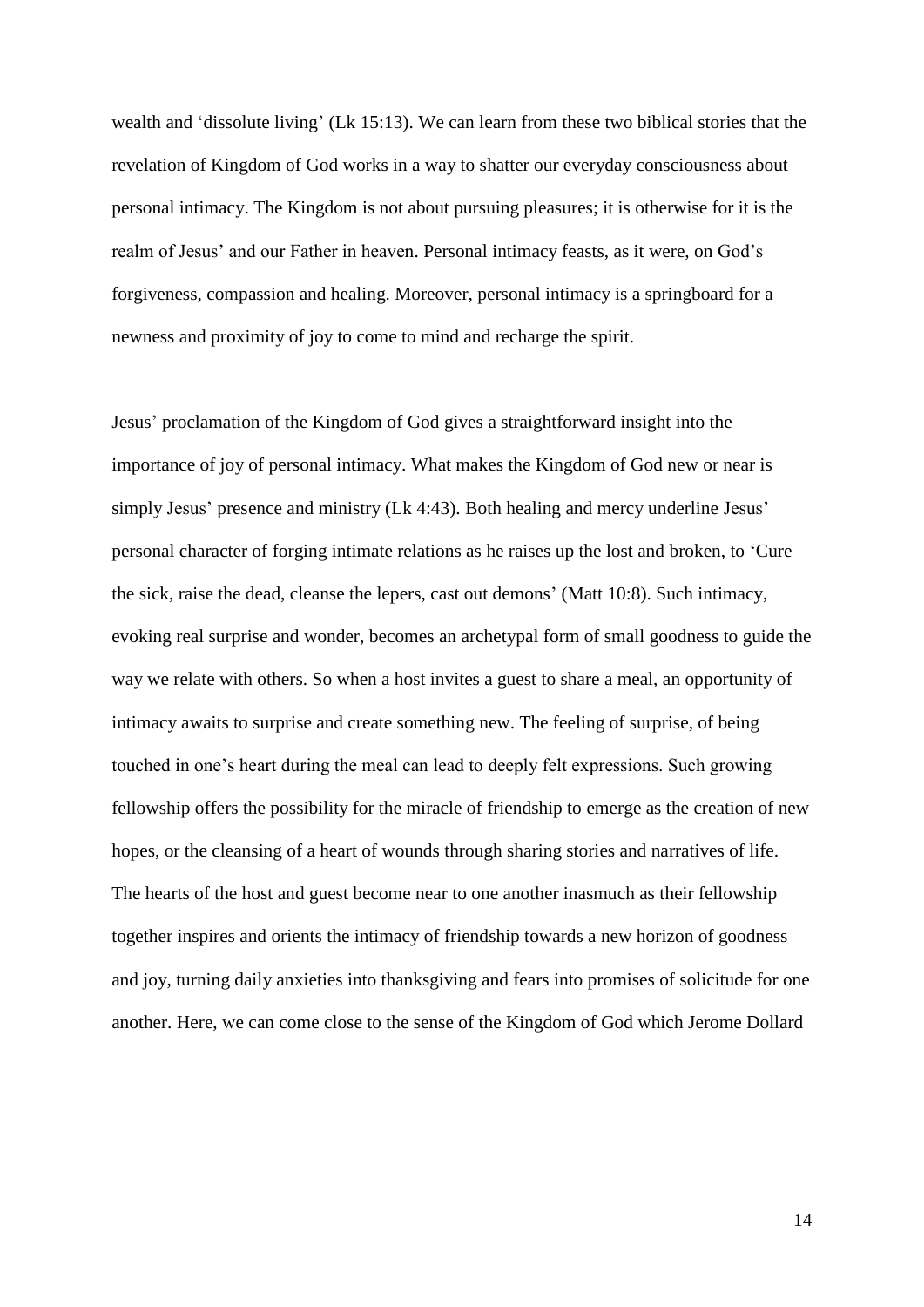wealth and 'dissolute living' (Lk 15:13). We can learn from these two biblical stories that the revelation of Kingdom of God works in a way to shatter our everyday consciousness about personal intimacy. The Kingdom is not about pursuing pleasures; it is otherwise for it is the realm of Jesus' and our Father in heaven. Personal intimacy feasts, as it were, on God's forgiveness, compassion and healing. Moreover, personal intimacy is a springboard for a newness and proximity of joy to come to mind and recharge the spirit.

Jesus' proclamation of the Kingdom of God gives a straightforward insight into the importance of joy of personal intimacy. What makes the Kingdom of God new or near is simply Jesus' presence and ministry (Lk 4:43). Both healing and mercy underline Jesus' personal character of forging intimate relations as he raises up the lost and broken, to 'Cure the sick, raise the dead, cleanse the lepers, cast out demons' (Matt 10:8). Such intimacy, evoking real surprise and wonder, becomes an archetypal form of small goodness to guide the way we relate with others. So when a host invites a guest to share a meal, an opportunity of intimacy awaits to surprise and create something new. The feeling of surprise, of being touched in one's heart during the meal can lead to deeply felt expressions. Such growing fellowship offers the possibility for the miracle of friendship to emerge as the creation of new hopes, or the cleansing of a heart of wounds through sharing stories and narratives of life. The hearts of the host and guest become near to one another inasmuch as their fellowship together inspires and orients the intimacy of friendship towards a new horizon of goodness and joy, turning daily anxieties into thanksgiving and fears into promises of solicitude for one another. Here, we can come close to the sense of the Kingdom of God which Jerome Dollard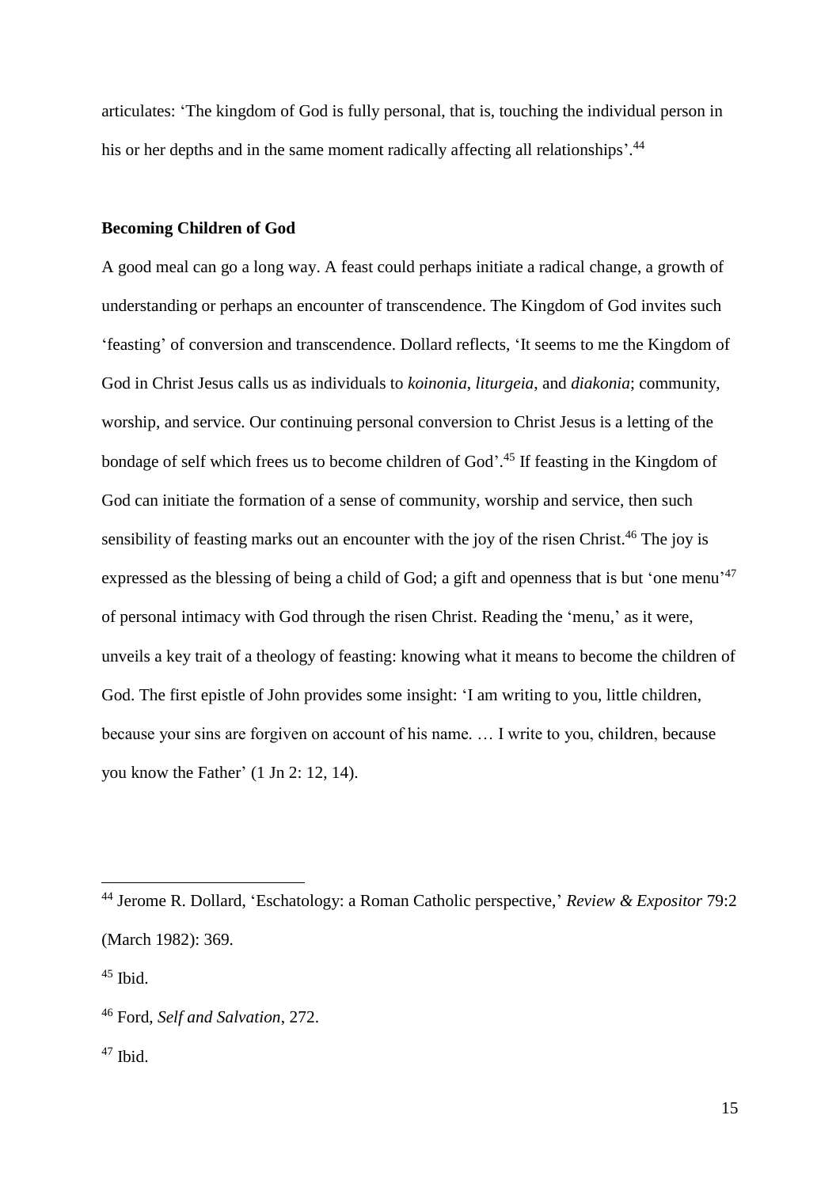articulates: 'The kingdom of God is fully personal, that is, touching the individual person in his or her depths and in the same moment radically affecting all relationships'.[44]

**Becoming Children of God**

A good meal can go a long way. A feast could perhaps initiate a radical change, a growth of understanding or perhaps an encounter of transcendence. The Kingdom of God invites such 'feasting' of conversion and transcendence. Dollard reflects, 'It seems to me the Kingdom of God in Christ Jesus calls us as individuals to *koinonia*, *liturgeia*, and *diakonia*; community, worship, and service. Our continuing personal conversion to Christ Jesus is a letting of the bondage of self which frees us to become children of God'.[45] If feasting in the Kingdom of God can initiate the formation of a sense of community, worship and service, then such sensibility of feasting marks out an encounter with the joy of the risen Christ.[46] The joy is expressed as the blessing of being a child of God; a gift and openness that is but 'one menu'[47] of personal intimacy with God through the risen Christ. Reading the 'menu,' as it were, unveils a key trait of a theology of feasting: knowing what it means to become the children of God. The first epistle of John provides some insight: 'I am writing to you, little children, because your sins are forgiven on account of his name. … I write to you, children, because you know the Father' (1 Jn 2: 12, 14).

---

[44] Jerome R. Dollard, 'Eschatology: a Roman Catholic perspective,' *Review & Expositor* 79:2 (March 1982): 369.

[45] Ibid.

[46] Ford, *Self and Salvation*, 272.

[47] Ibid.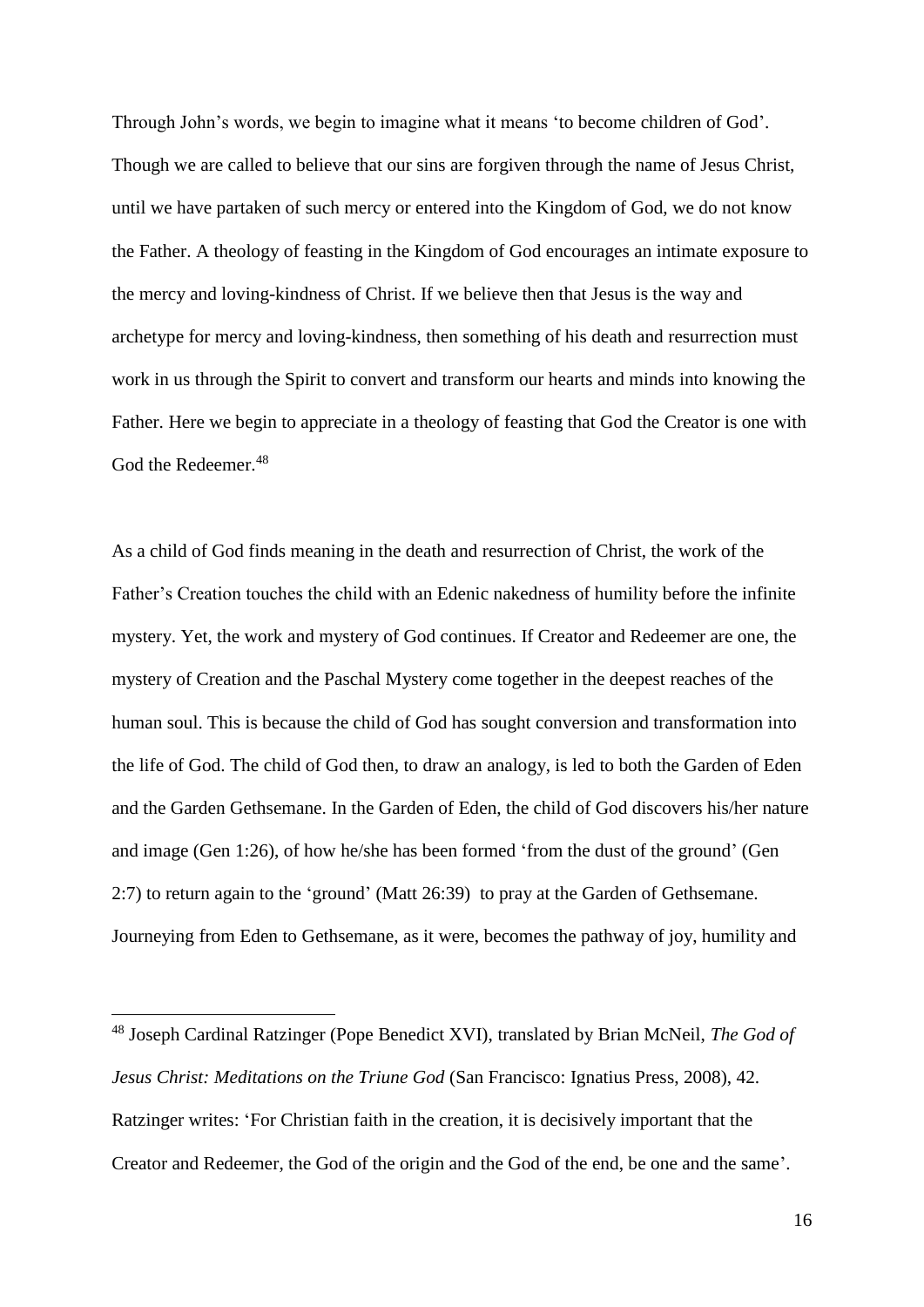Through John's words, we begin to imagine what it means 'to become children of God'. Though we are called to believe that our sins are forgiven through the name of Jesus Christ, until we have partaken of such mercy or entered into the Kingdom of God, we do not know the Father. A theology of feasting in the Kingdom of God encourages an intimate exposure to the mercy and loving-kindness of Christ. If we believe then that Jesus is the way and archetype for mercy and loving-kindness, then something of his death and resurrection must work in us through the Spirit to convert and transform our hearts and minds into knowing the Father. Here we begin to appreciate in a theology of feasting that God the Creator is one with God the Redeemer.[48]

As a child of God finds meaning in the death and resurrection of Christ, the work of the Father's Creation touches the child with an Edenic nakedness of humility before the infinite mystery. Yet, the work and mystery of God continues. If Creator and Redeemer are one, the mystery of Creation and the Paschal Mystery come together in the deepest reaches of the human soul. This is because the child of God has sought conversion and transformation into the life of God. The child of God then, to draw an analogy, is led to both the Garden of Eden and the Garden Gethsemane. In the Garden of Eden, the child of God discovers his/her nature and image (Gen 1:26), of how he/she has been formed 'from the dust of the ground' (Gen 2:7) to return again to the 'ground' (Matt 26:39) to pray at the Garden of Gethsemane. Journeying from Eden to Gethsemane, as it were, becomes the pathway of joy, humility and

---

[48] Joseph Cardinal Ratzinger (Pope Benedict XVI), translated by Brian McNeil, *The God of Jesus Christ: Meditations on the Triune God* (San Francisco: Ignatius Press, 2008), 42. Ratzinger writes: 'For Christian faith in the creation, it is decisively important that the Creator and Redeemer, the God of the origin and the God of the end, be one and the same'.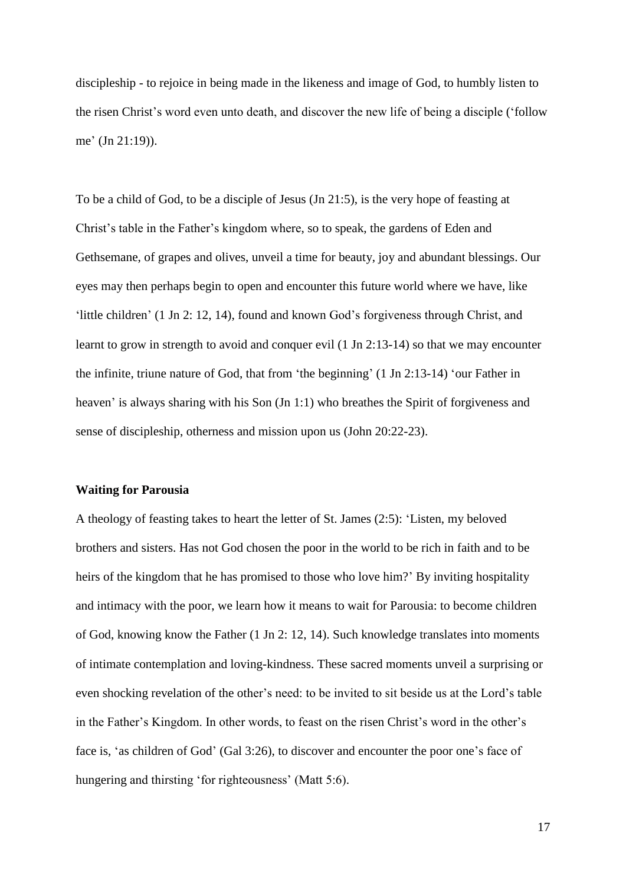discipleship - to rejoice in being made in the likeness and image of God, to humbly listen to the risen Christ's word even unto death, and discover the new life of being a disciple ('follow me' (Jn 21:19)).

To be a child of God, to be a disciple of Jesus (Jn 21:5), is the very hope of feasting at Christ's table in the Father's kingdom where, so to speak, the gardens of Eden and Gethsemane, of grapes and olives, unveil a time for beauty, joy and abundant blessings. Our eyes may then perhaps begin to open and encounter this future world where we have, like 'little children' (1 Jn 2: 12, 14), found and known God's forgiveness through Christ, and learnt to grow in strength to avoid and conquer evil (1 Jn 2:13-14) so that we may encounter the infinite, triune nature of God, that from 'the beginning' (1 Jn 2:13-14) 'our Father in heaven' is always sharing with his Son (Jn 1:1) who breathes the Spirit of forgiveness and sense of discipleship, otherness and mission upon us (John 20:22-23).

**Waiting for Parousia**

A theology of feasting takes to heart the letter of St. James (2:5): 'Listen, my beloved brothers and sisters. Has not God chosen the poor in the world to be rich in faith and to be heirs of the kingdom that he has promised to those who love him?' By inviting hospitality and intimacy with the poor, we learn how it means to wait for Parousia: to become children of God, knowing know the Father (1 Jn 2: 12, 14). Such knowledge translates into moments of intimate contemplation and loving-kindness. These sacred moments unveil a surprising or even shocking revelation of the other's need: to be invited to sit beside us at the Lord's table in the Father's Kingdom. In other words, to feast on the risen Christ's word in the other's face is, 'as children of God' (Gal 3:26), to discover and encounter the poor one's face of hungering and thirsting 'for righteousness' (Matt 5:6).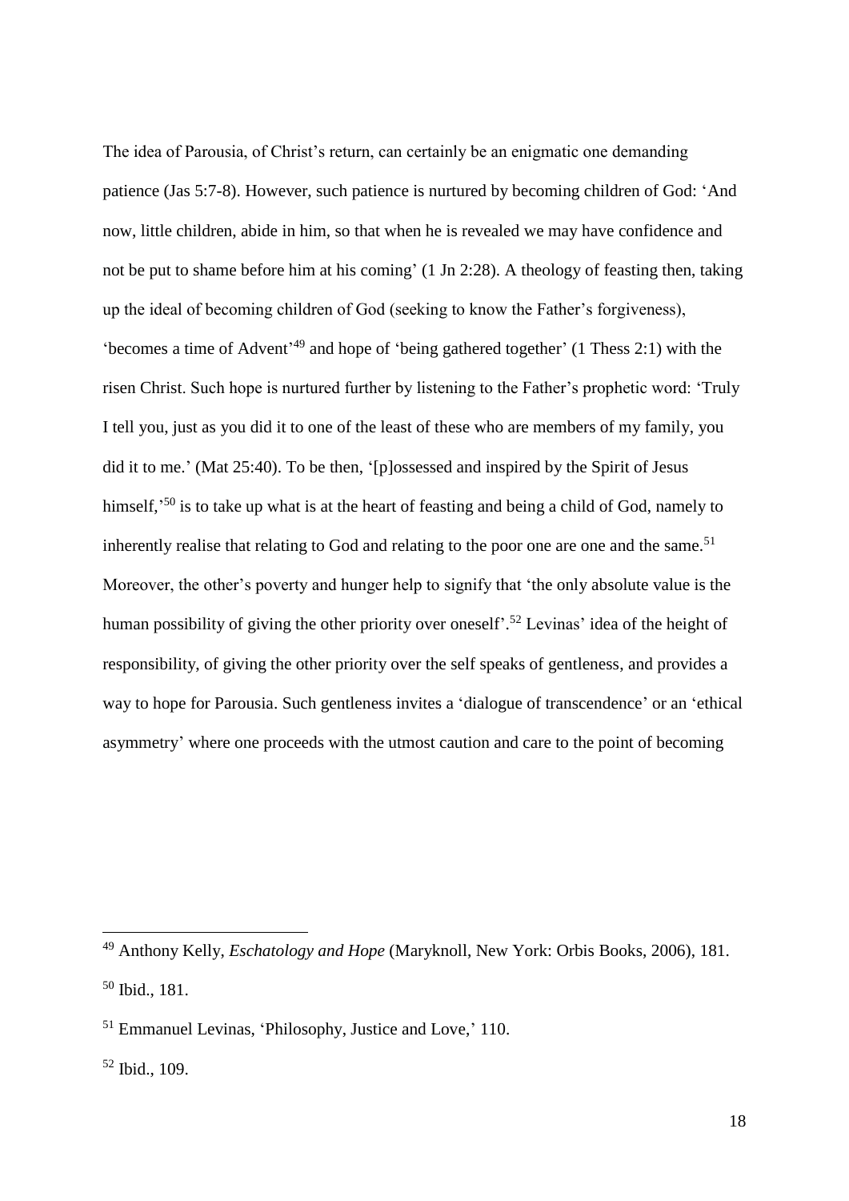The idea of Parousia, of Christ's return, can certainly be an enigmatic one demanding patience (Jas 5:7-8). However, such patience is nurtured by becoming children of God: 'And now, little children, abide in him, so that when he is revealed we may have confidence and not be put to shame before him at his coming' (1 Jn 2:28). A theology of feasting then, taking up the ideal of becoming children of God (seeking to know the Father's forgiveness), 'becomes a time of Advent'[49] and hope of 'being gathered together' (1 Thess 2:1) with the risen Christ. Such hope is nurtured further by listening to the Father's prophetic word: 'Truly I tell you, just as you did it to one of the least of these who are members of my family, you did it to me.' (Mat 25:40). To be then, '[p]ossessed and inspired by the Spirit of Jesus himself,'[50] is to take up what is at the heart of feasting and being a child of God, namely to inherently realise that relating to God and relating to the poor one are one and the same.[51] Moreover, the other's poverty and hunger help to signify that 'the only absolute value is the human possibility of giving the other priority over oneself'.[52] Levinas' idea of the height of responsibility, of giving the other priority over the self speaks of gentleness, and provides a way to hope for Parousia. Such gentleness invites a 'dialogue of transcendence' or an 'ethical asymmetry' where one proceeds with the utmost caution and care to the point of becoming

---

[49] Anthony Kelly, *Eschatology and Hope* (Maryknoll, New York: Orbis Books, 2006), 181.

[50] Ibid., 181.

[51] Emmanuel Levinas, 'Philosophy, Justice and Love,' 110.

[52] Ibid., 109.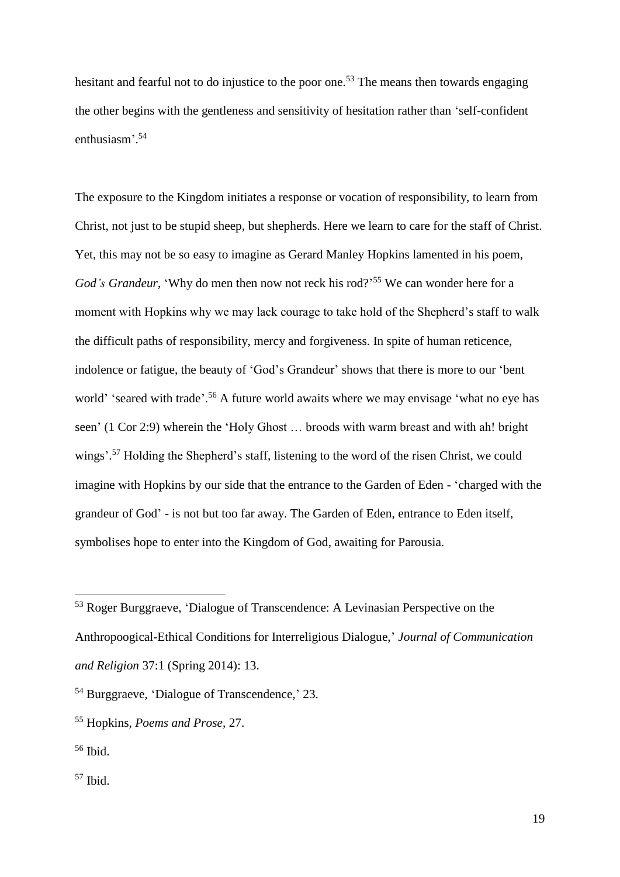hesitant and fearful not to do injustice to the poor one.[53] The means then towards engaging the other begins with the gentleness and sensitivity of hesitation rather than 'self-confident enthusiasm'.[54]

The exposure to the Kingdom initiates a response or vocation of responsibility, to learn from Christ, not just to be stupid sheep, but shepherds. Here we learn to care for the staff of Christ. Yet, this may not be so easy to imagine as Gerard Manley Hopkins lamented in his poem, *God's Grandeur*, 'Why do men then now not reck his rod?'[55] We can wonder here for a moment with Hopkins why we may lack courage to take hold of the Shepherd's staff to walk the difficult paths of responsibility, mercy and forgiveness. In spite of human reticence, indolence or fatigue, the beauty of 'God's Grandeur' shows that there is more to our 'bent world' 'seared with trade'.[56] A future world awaits where we may envisage 'what no eye has seen' (1 Cor 2:9) wherein the 'Holy Ghost … broods with warm breast and with ah! bright wings'.[57] Holding the Shepherd's staff, listening to the word of the risen Christ, we could imagine with Hopkins by our side that the entrance to the Garden of Eden - 'charged with the grandeur of God' - is not but too far away. The Garden of Eden, entrance to Eden itself, symbolises hope to enter into the Kingdom of God, awaiting for Parousia.

---

[53] Roger Burggraeve, 'Dialogue of Transcendence: A Levinasian Perspective on the Anthropoogical-Ethical Conditions for Interreligious Dialogue,' *Journal of Communication and Religion* 37:1 (Spring 2014): 13.

[54] Burggraeve, 'Dialogue of Transcendence,' 23.

[55] Hopkins, *Poems and Prose*, 27.

[56] Ibid.

[57] Ibid.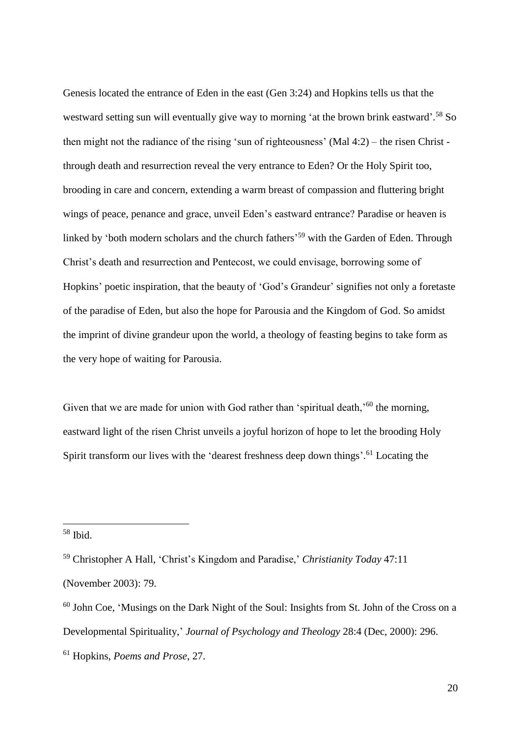Genesis located the entrance of Eden in the east (Gen 3:24) and Hopkins tells us that the westward setting sun will eventually give way to morning 'at the brown brink eastward'.[58] So then might not the radiance of the rising 'sun of righteousness' (Mal 4:2) – the risen Christ - through death and resurrection reveal the very entrance to Eden? Or the Holy Spirit too, brooding in care and concern, extending a warm breast of compassion and fluttering bright wings of peace, penance and grace, unveil Eden's eastward entrance? Paradise or heaven is linked by 'both modern scholars and the church fathers'[59] with the Garden of Eden. Through Christ's death and resurrection and Pentecost, we could envisage, borrowing some of Hopkins' poetic inspiration, that the beauty of 'God's Grandeur' signifies not only a foretaste of the paradise of Eden, but also the hope for Parousia and the Kingdom of God. So amidst the imprint of divine grandeur upon the world, a theology of feasting begins to take form as the very hope of waiting for Parousia.

Given that we are made for union with God rather than 'spiritual death,'[60] the morning, eastward light of the risen Christ unveils a joyful horizon of hope to let the brooding Holy Spirit transform our lives with the 'dearest freshness deep down things'.[61] Locating the

---

[58] Ibid.

[59] Christopher A Hall, 'Christ's Kingdom and Paradise,' *Christianity Today* 47:11 (November 2003): 79.

[60] John Coe, 'Musings on the Dark Night of the Soul: Insights from St. John of the Cross on a Developmental Spirituality,' *Journal of Psychology and Theology* 28:4 (Dec, 2000): 296.

[61] Hopkins, *Poems and Prose*, 27.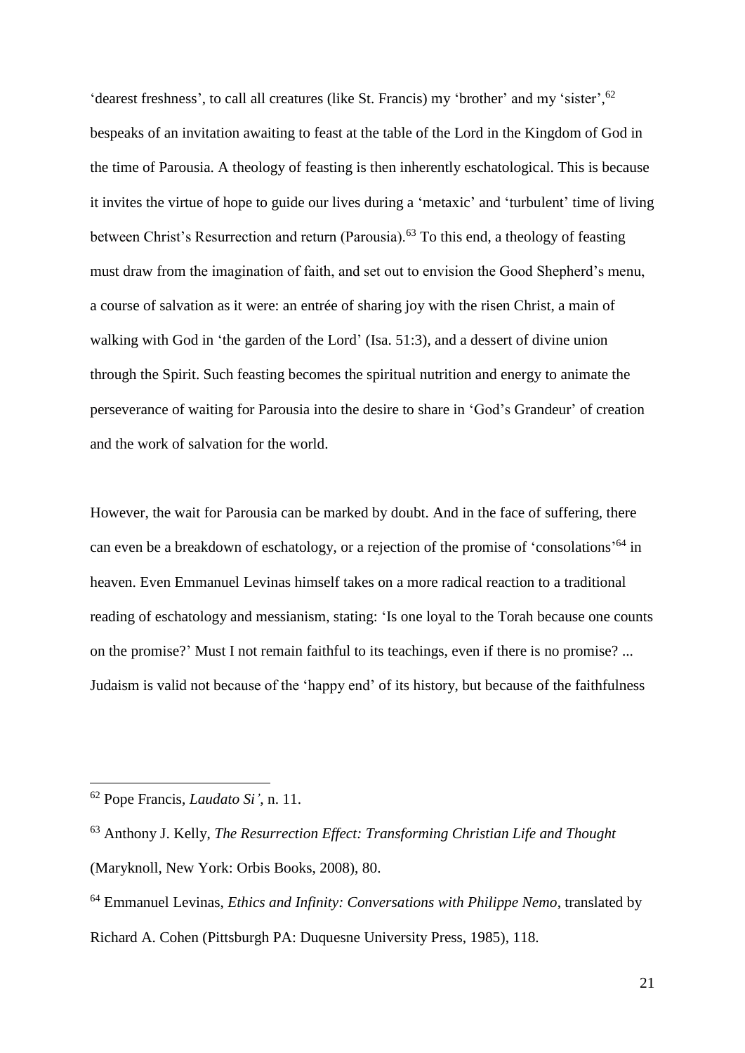'dearest freshness', to call all creatures (like St. Francis) my 'brother' and my 'sister',[62] bespeaks of an invitation awaiting to feast at the table of the Lord in the Kingdom of God in the time of Parousia. A theology of feasting is then inherently eschatological. This is because it invites the virtue of hope to guide our lives during a 'metaxic' and 'turbulent' time of living between Christ's Resurrection and return (Parousia).[63] To this end, a theology of feasting must draw from the imagination of faith, and set out to envision the Good Shepherd's menu, a course of salvation as it were: an entrée of sharing joy with the risen Christ, a main of walking with God in 'the garden of the Lord' (Isa. 51:3), and a dessert of divine union through the Spirit. Such feasting becomes the spiritual nutrition and energy to animate the perseverance of waiting for Parousia into the desire to share in 'God's Grandeur' of creation and the work of salvation for the world.

However, the wait for Parousia can be marked by doubt. And in the face of suffering, there can even be a breakdown of eschatology, or a rejection of the promise of 'consolations'[64] in heaven. Even Emmanuel Levinas himself takes on a more radical reaction to a traditional reading of eschatology and messianism, stating: 'Is one loyal to the Torah because one counts on the promise?' Must I not remain faithful to its teachings, even if there is no promise? ... Judaism is valid not because of the 'happy end' of its history, but because of the faithfulness

---

[62] Pope Francis, *Laudato Si'*, n. 11.

[63] Anthony J. Kelly, *The Resurrection Effect: Transforming Christian Life and Thought* (Maryknoll, New York: Orbis Books, 2008), 80.

[64] Emmanuel Levinas, *Ethics and Infinity: Conversations with Philippe Nemo*, translated by Richard A. Cohen (Pittsburgh PA: Duquesne University Press, 1985), 118.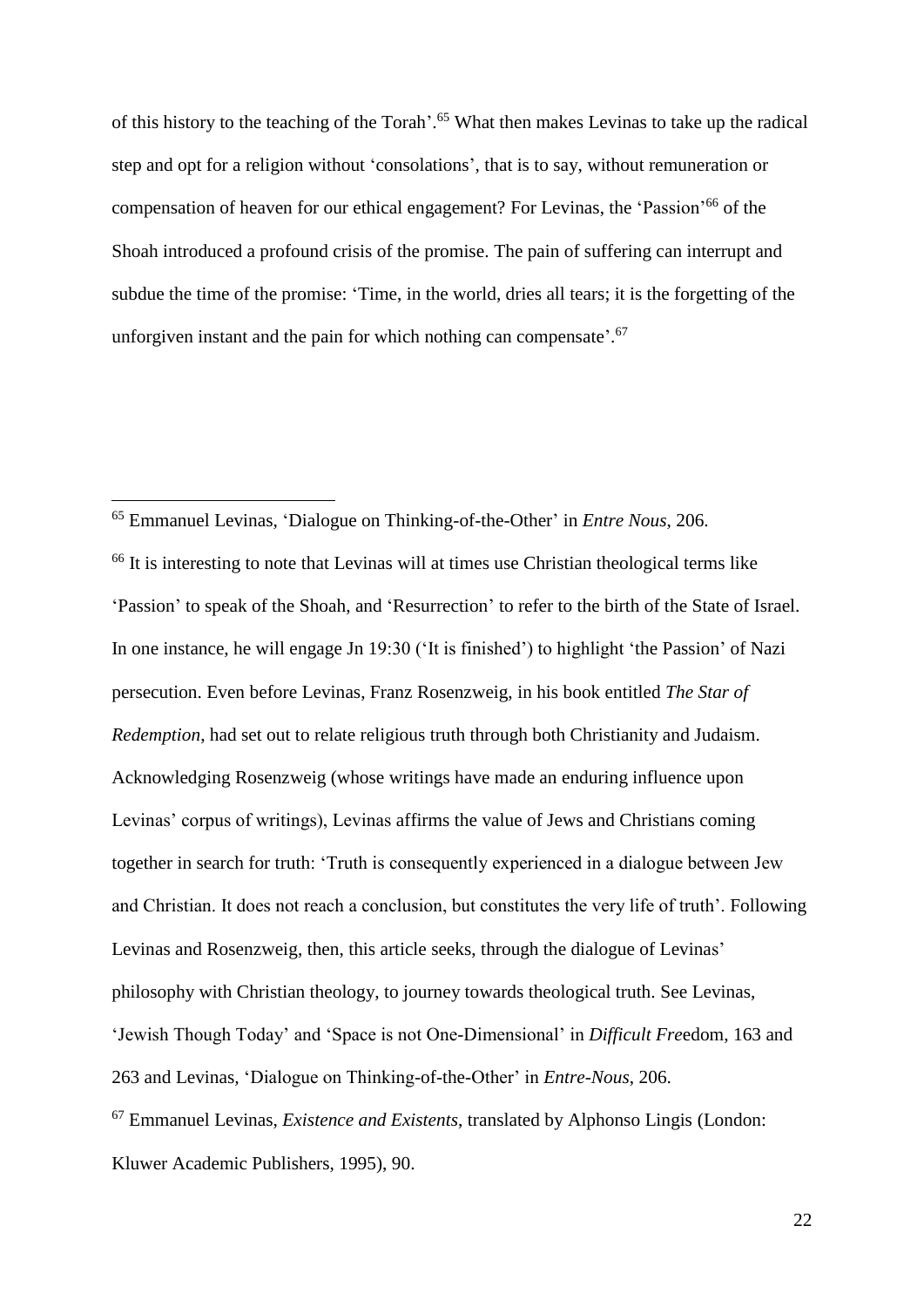of this history to the teaching of the Torah'.[65] What then makes Levinas to take up the radical step and opt for a religion without 'consolations', that is to say, without remuneration or compensation of heaven for our ethical engagement? For Levinas, the 'Passion'[66] of the Shoah introduced a profound crisis of the promise. The pain of suffering can interrupt and subdue the time of the promise: 'Time, in the world, dries all tears; it is the forgetting of the unforgiven instant and the pain for which nothing can compensate'.[67]

---

[65] Emmanuel Levinas, 'Dialogue on Thinking-of-the-Other' in *Entre Nous*, 206.

[66] It is interesting to note that Levinas will at times use Christian theological terms like 'Passion' to speak of the Shoah, and 'Resurrection' to refer to the birth of the State of Israel. In one instance, he will engage Jn 19:30 ('It is finished') to highlight 'the Passion' of Nazi persecution. Even before Levinas, Franz Rosenzweig, in his book entitled *The Star of Redemption*, had set out to relate religious truth through both Christianity and Judaism. Acknowledging Rosenzweig (whose writings have made an enduring influence upon Levinas' corpus of writings), Levinas affirms the value of Jews and Christians coming together in search for truth: 'Truth is consequently experienced in a dialogue between Jew and Christian. It does not reach a conclusion, but constitutes the very life of truth'. Following Levinas and Rosenzweig, then, this article seeks, through the dialogue of Levinas' philosophy with Christian theology, to journey towards theological truth. See Levinas, 'Jewish Though Today' and 'Space is not One-Dimensional' in *Difficult Fre*edom, 163 and 263 and Levinas, 'Dialogue on Thinking-of-the-Other' in *Entre-Nous*, 206.

[67] Emmanuel Levinas, *Existence and Existents*, translated by Alphonso Lingis (London: Kluwer Academic Publishers, 1995), 90.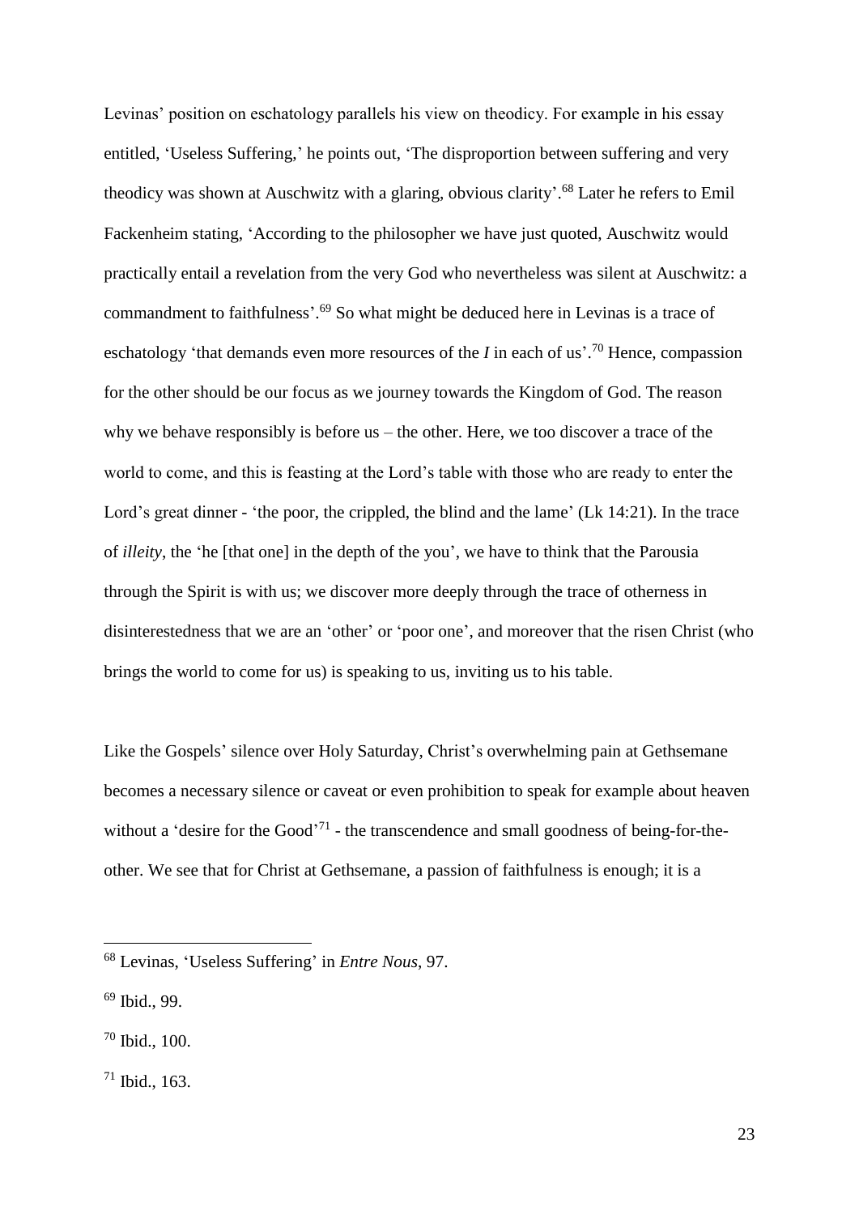Levinas' position on eschatology parallels his view on theodicy. For example in his essay entitled, 'Useless Suffering,' he points out, 'The disproportion between suffering and very theodicy was shown at Auschwitz with a glaring, obvious clarity'.[68] Later he refers to Emil Fackenheim stating, 'According to the philosopher we have just quoted, Auschwitz would practically entail a revelation from the very God who nevertheless was silent at Auschwitz: a commandment to faithfulness'.[69] So what might be deduced here in Levinas is a trace of eschatology 'that demands even more resources of the *I* in each of us'.[70] Hence, compassion for the other should be our focus as we journey towards the Kingdom of God. The reason why we behave responsibly is before us – the other. Here, we too discover a trace of the world to come, and this is feasting at the Lord's table with those who are ready to enter the Lord's great dinner - 'the poor, the crippled, the blind and the lame' (Lk 14:21). In the trace of *illeity*, the 'he [that one] in the depth of the you', we have to think that the Parousia through the Spirit is with us; we discover more deeply through the trace of otherness in disinterestedness that we are an 'other' or 'poor one', and moreover that the risen Christ (who brings the world to come for us) is speaking to us, inviting us to his table.

Like the Gospels' silence over Holy Saturday, Christ's overwhelming pain at Gethsemane becomes a necessary silence or caveat or even prohibition to speak for example about heaven without a 'desire for the Good'[71] - the transcendence and small goodness of being-for-the-other. We see that for Christ at Gethsemane, a passion of faithfulness is enough; it is a

---

[68] Levinas, 'Useless Suffering' in *Entre Nous*, 97.

[69] Ibid., 99.

[70] Ibid., 100.

[71] Ibid., 163.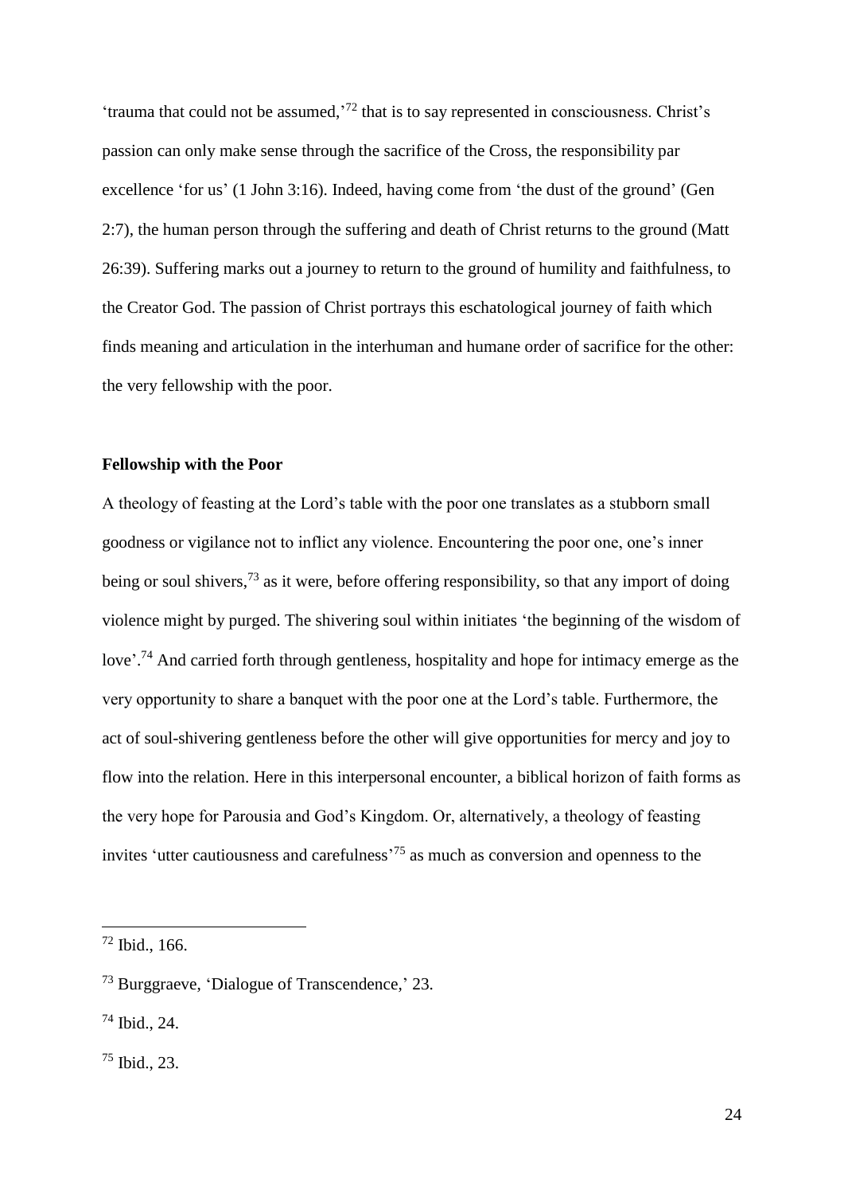'trauma that could not be assumed,'[72] that is to say represented in consciousness. Christ's passion can only make sense through the sacrifice of the Cross, the responsibility par excellence 'for us' (1 John 3:16). Indeed, having come from 'the dust of the ground' (Gen 2:7), the human person through the suffering and death of Christ returns to the ground (Matt 26:39). Suffering marks out a journey to return to the ground of humility and faithfulness, to the Creator God. The passion of Christ portrays this eschatological journey of faith which finds meaning and articulation in the interhuman and humane order of sacrifice for the other: the very fellowship with the poor.

**Fellowship with the Poor**

A theology of feasting at the Lord's table with the poor one translates as a stubborn small goodness or vigilance not to inflict any violence. Encountering the poor one, one's inner being or soul shivers,[73] as it were, before offering responsibility, so that any import of doing violence might by purged. The shivering soul within initiates 'the beginning of the wisdom of love'.[74] And carried forth through gentleness, hospitality and hope for intimacy emerge as the very opportunity to share a banquet with the poor one at the Lord's table. Furthermore, the act of soul-shivering gentleness before the other will give opportunities for mercy and joy to flow into the relation. Here in this interpersonal encounter, a biblical horizon of faith forms as the very hope for Parousia and God's Kingdom. Or, alternatively, a theology of feasting invites 'utter cautiousness and carefulness'[75] as much as conversion and openness to the

---

[72] Ibid., 166.

[73] Burggraeve, 'Dialogue of Transcendence,' 23.

[74] Ibid., 24.

[75] Ibid., 23.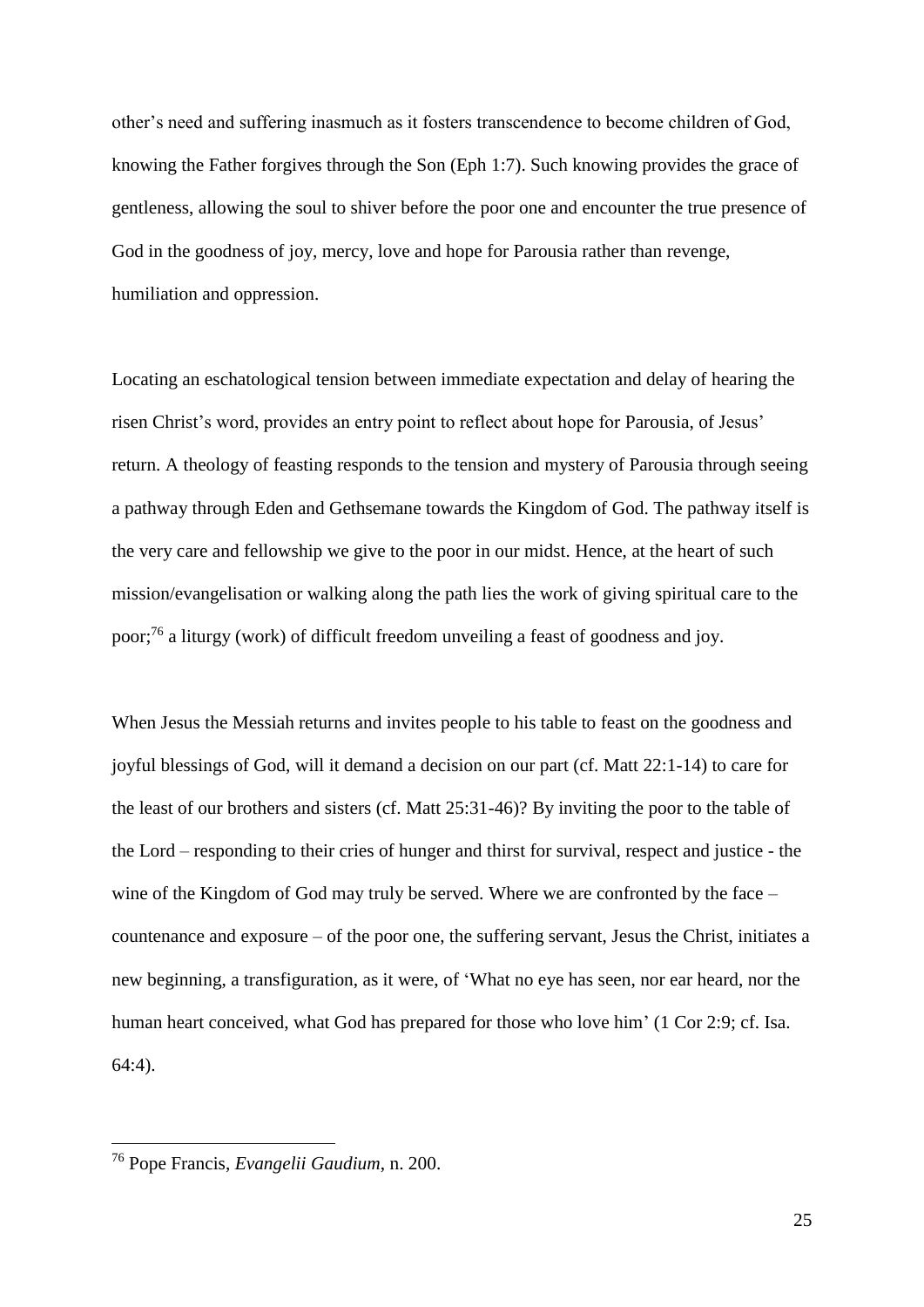other's need and suffering inasmuch as it fosters transcendence to become children of God, knowing the Father forgives through the Son (Eph 1:7). Such knowing provides the grace of gentleness, allowing the soul to shiver before the poor one and encounter the true presence of God in the goodness of joy, mercy, love and hope for Parousia rather than revenge, humiliation and oppression.

Locating an eschatological tension between immediate expectation and delay of hearing the risen Christ's word, provides an entry point to reflect about hope for Parousia, of Jesus' return. A theology of feasting responds to the tension and mystery of Parousia through seeing a pathway through Eden and Gethsemane towards the Kingdom of God. The pathway itself is the very care and fellowship we give to the poor in our midst. Hence, at the heart of such mission/evangelisation or walking along the path lies the work of giving spiritual care to the poor;[76] a liturgy (work) of difficult freedom unveiling a feast of goodness and joy.

When Jesus the Messiah returns and invites people to his table to feast on the goodness and joyful blessings of God, will it demand a decision on our part (cf. Matt 22:1-14) to care for the least of our brothers and sisters (cf. Matt 25:31-46)? By inviting the poor to the table of the Lord – responding to their cries of hunger and thirst for survival, respect and justice - the wine of the Kingdom of God may truly be served. Where we are confronted by the face – countenance and exposure – of the poor one, the suffering servant, Jesus the Christ, initiates a new beginning, a transfiguration, as it were, of 'What no eye has seen, nor ear heard, nor the human heart conceived, what God has prepared for those who love him' (1 Cor 2:9; cf. Isa. 64:4).

---

[76] Pope Francis, *Evangelii Gaudium*, n. 200.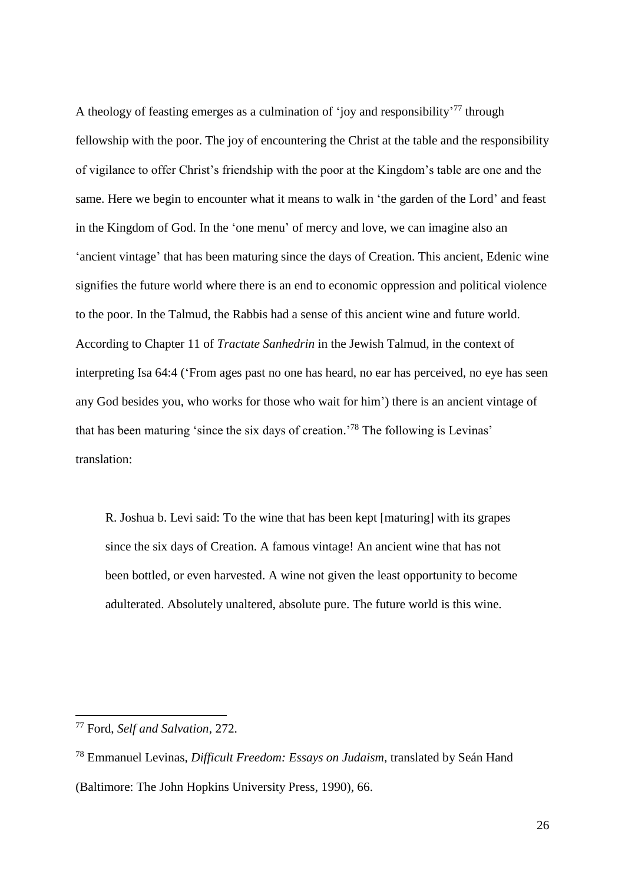A theology of feasting emerges as a culmination of 'joy and responsibility'[77] through fellowship with the poor. The joy of encountering the Christ at the table and the responsibility of vigilance to offer Christ's friendship with the poor at the Kingdom's table are one and the same. Here we begin to encounter what it means to walk in 'the garden of the Lord' and feast in the Kingdom of God. In the 'one menu' of mercy and love, we can imagine also an 'ancient vintage' that has been maturing since the days of Creation. This ancient, Edenic wine signifies the future world where there is an end to economic oppression and political violence to the poor. In the Talmud, the Rabbis had a sense of this ancient wine and future world. According to Chapter 11 of *Tractate Sanhedrin* in the Jewish Talmud, in the context of interpreting Isa 64:4 ('From ages past no one has heard, no ear has perceived, no eye has seen any God besides you, who works for those who wait for him') there is an ancient vintage of that has been maturing 'since the six days of creation.'[78] The following is Levinas' translation:

> R. Joshua b. Levi said: To the wine that has been kept [maturing] with its grapes since the six days of Creation. A famous vintage! An ancient wine that has not been bottled, or even harvested. A wine not given the least opportunity to become adulterated. Absolutely unaltered, absolute pure. The future world is this wine.

---

[77] Ford, *Self and Salvation*, 272.

[78] Emmanuel Levinas, *Difficult Freedom: Essays on Judaism*, translated by Seán Hand (Baltimore: The John Hopkins University Press, 1990), 66.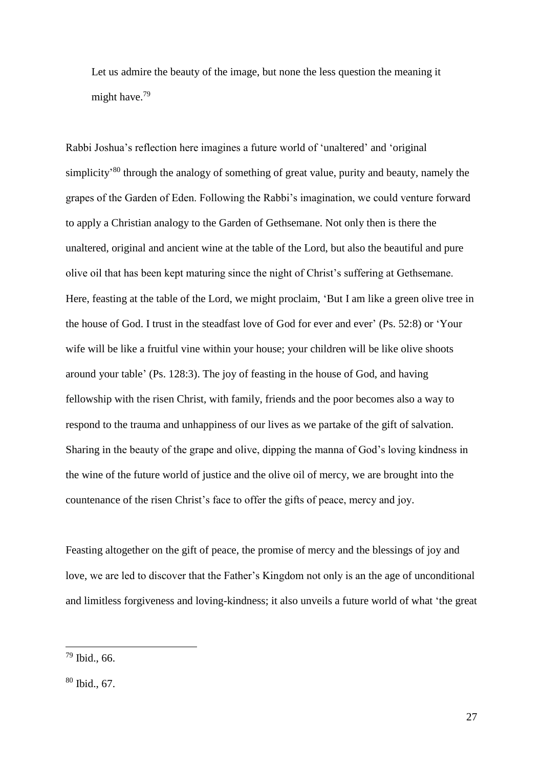Let us admire the beauty of the image, but none the less question the meaning it might have.[79]

Rabbi Joshua's reflection here imagines a future world of 'unaltered' and 'original simplicity'[80] through the analogy of something of great value, purity and beauty, namely the grapes of the Garden of Eden. Following the Rabbi's imagination, we could venture forward to apply a Christian analogy to the Garden of Gethsemane. Not only then is there the unaltered, original and ancient wine at the table of the Lord, but also the beautiful and pure olive oil that has been kept maturing since the night of Christ's suffering at Gethsemane. Here, feasting at the table of the Lord, we might proclaim, 'But I am like a green olive tree in the house of God. I trust in the steadfast love of God for ever and ever' (Ps. 52:8) or 'Your wife will be like a fruitful vine within your house; your children will be like olive shoots around your table' (Ps. 128:3). The joy of feasting in the house of God, and having fellowship with the risen Christ, with family, friends and the poor becomes also a way to respond to the trauma and unhappiness of our lives as we partake of the gift of salvation. Sharing in the beauty of the grape and olive, dipping the manna of God's loving kindness in the wine of the future world of justice and the olive oil of mercy, we are brought into the countenance of the risen Christ's face to offer the gifts of peace, mercy and joy.

Feasting altogether on the gift of peace, the promise of mercy and the blessings of joy and love, we are led to discover that the Father's Kingdom not only is an the age of unconditional and limitless forgiveness and loving-kindness; it also unveils a future world of what 'the great

---

[79] Ibid., 66.

[80] Ibid., 67.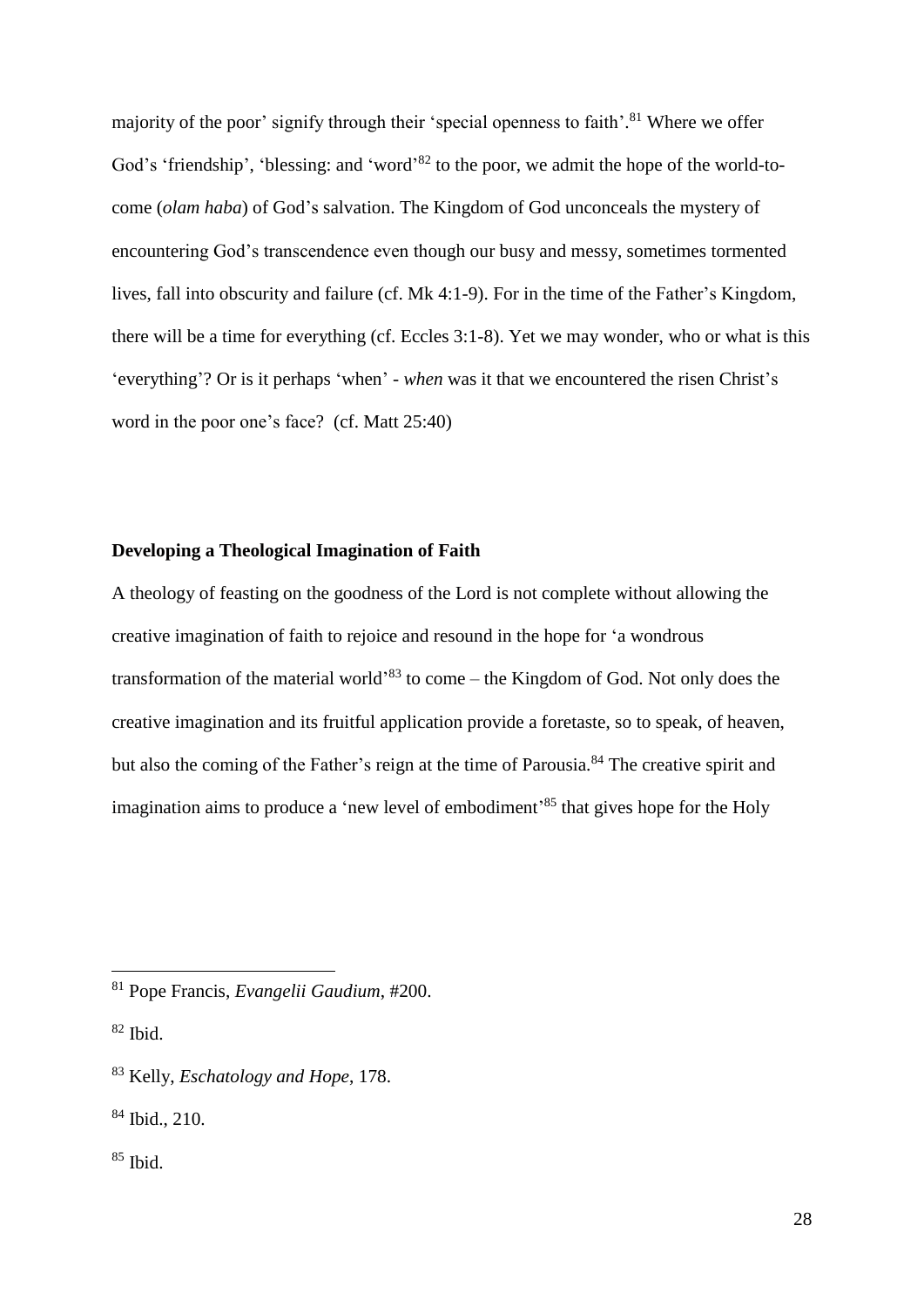majority of the poor' signify through their 'special openness to faith'.[81] Where we offer God's 'friendship', 'blessing: and 'word'[82] to the poor, we admit the hope of the world-to-come (*olam haba*) of God's salvation. The Kingdom of God unconceals the mystery of encountering God's transcendence even though our busy and messy, sometimes tormented lives, fall into obscurity and failure (cf. Mk 4:1-9). For in the time of the Father's Kingdom, there will be a time for everything (cf. Eccles 3:1-8). Yet we may wonder, who or what is this 'everything'? Or is it perhaps 'when' - *when* was it that we encountered the risen Christ's word in the poor one's face? (cf. Matt 25:40)

**Developing a Theological Imagination of Faith**

A theology of feasting on the goodness of the Lord is not complete without allowing the creative imagination of faith to rejoice and resound in the hope for 'a wondrous transformation of the material world'[83] to come – the Kingdom of God. Not only does the creative imagination and its fruitful application provide a foretaste, so to speak, of heaven, but also the coming of the Father's reign at the time of Parousia.[84] The creative spirit and imagination aims to produce a 'new level of embodiment'[85] that gives hope for the Holy

---

[81] Pope Francis, *Evangelii Gaudium*, #200.

[82] Ibid.

[83] Kelly, *Eschatology and Hope*, 178.

[84] Ibid., 210.

[85] Ibid.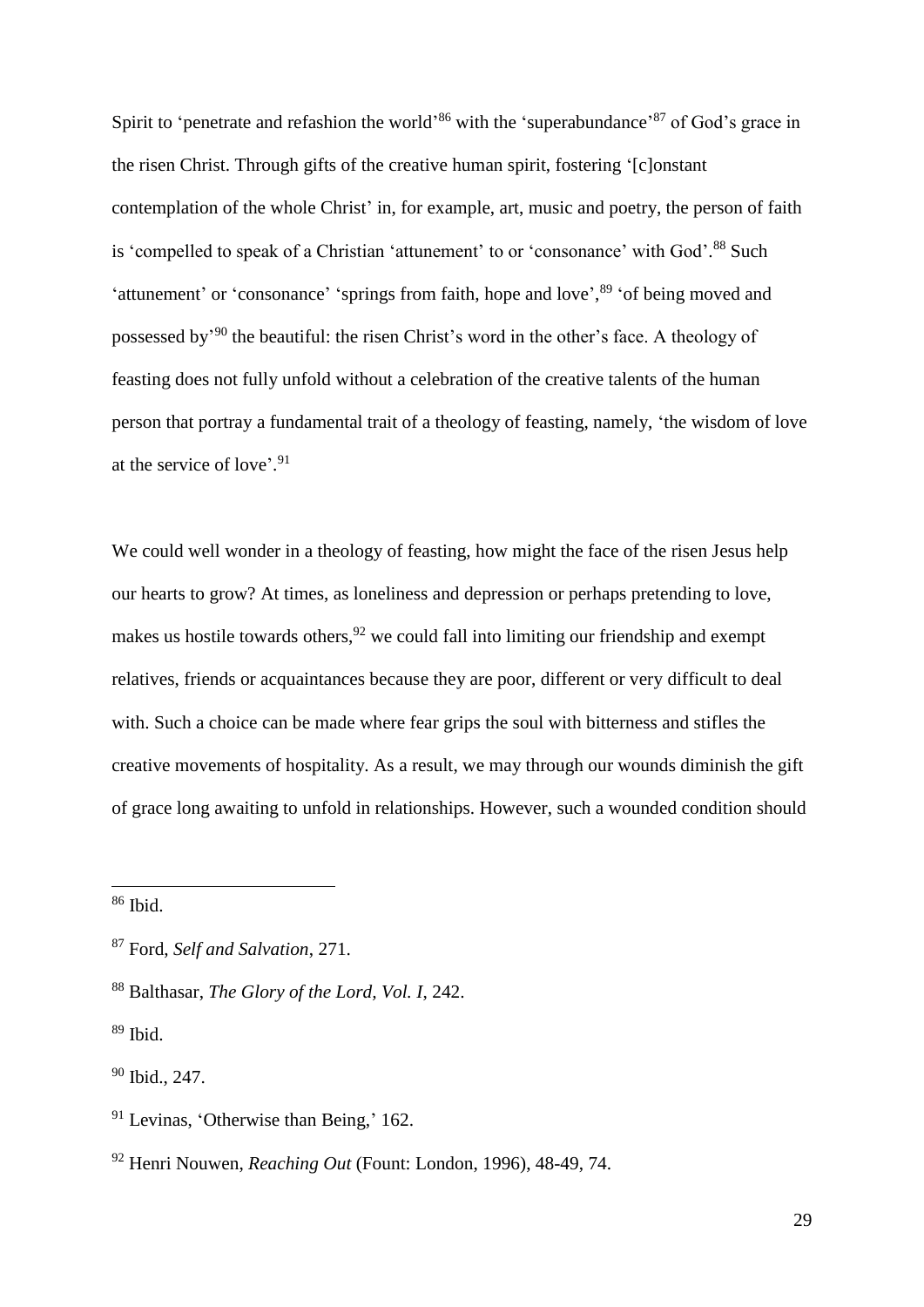Spirit to 'penetrate and refashion the world'[86] with the 'superabundance'[87] of God's grace in the risen Christ. Through gifts of the creative human spirit, fostering '[c]onstant contemplation of the whole Christ' in, for example, art, music and poetry, the person of faith is 'compelled to speak of a Christian 'attunement' to or 'consonance' with God'.[88] Such 'attunement' or 'consonance' 'springs from faith, hope and love',[89] 'of being moved and possessed by'[90] the beautiful: the risen Christ's word in the other's face. A theology of feasting does not fully unfold without a celebration of the creative talents of the human person that portray a fundamental trait of a theology of feasting, namely, 'the wisdom of love at the service of love'.[91]

We could well wonder in a theology of feasting, how might the face of the risen Jesus help our hearts to grow? At times, as loneliness and depression or perhaps pretending to love, makes us hostile towards others,[92] we could fall into limiting our friendship and exempt relatives, friends or acquaintances because they are poor, different or very difficult to deal with. Such a choice can be made where fear grips the soul with bitterness and stifles the creative movements of hospitality. As a result, we may through our wounds diminish the gift of grace long awaiting to unfold in relationships. However, such a wounded condition should

---

[86] Ibid.

[87] Ford, *Self and Salvation*, 271.

[88] Balthasar, *The Glory of the Lord, Vol. I*, 242.

[89] Ibid.

[90] Ibid., 247.

[91] Levinas, 'Otherwise than Being,' 162.

[92] Henri Nouwen, *Reaching Out* (Fount: London, 1996), 48-49, 74.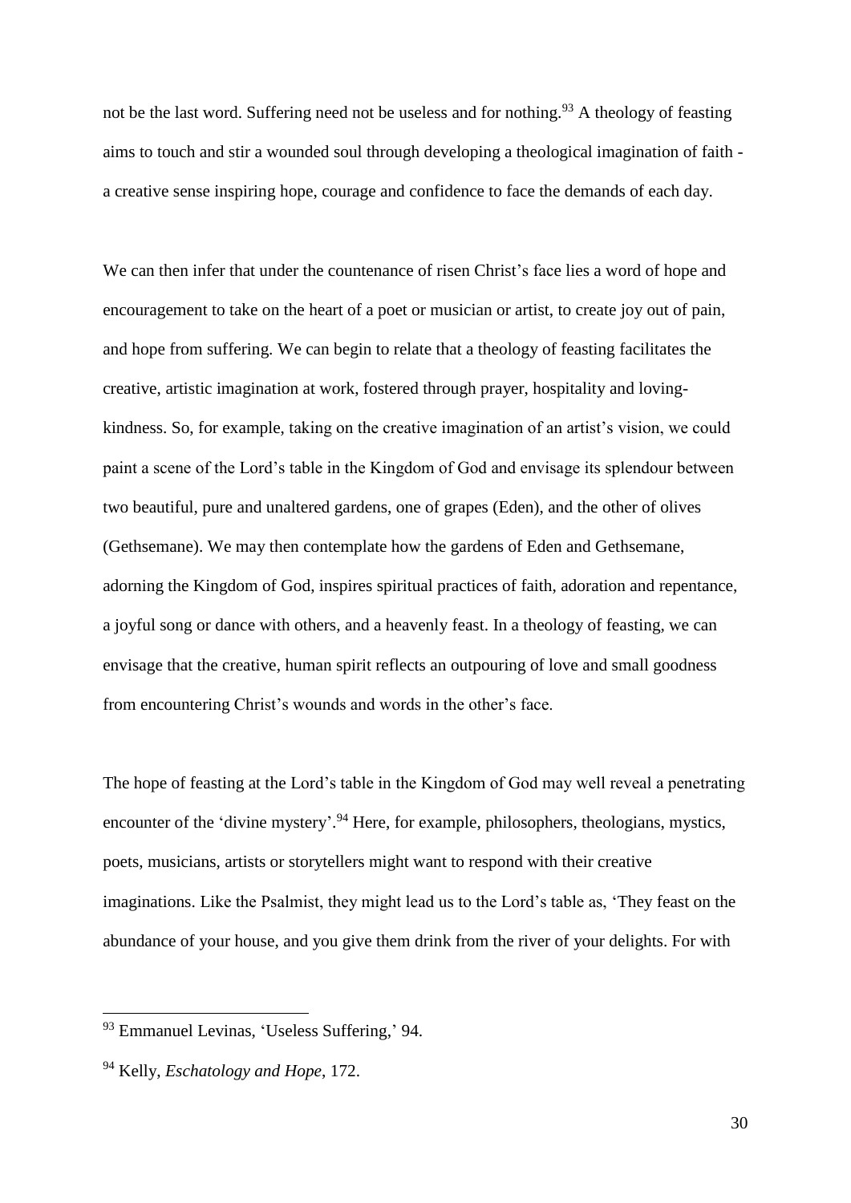not be the last word. Suffering need not be useless and for nothing.[93] A theology of feasting aims to touch and stir a wounded soul through developing a theological imagination of faith - a creative sense inspiring hope, courage and confidence to face the demands of each day.

We can then infer that under the countenance of risen Christ's face lies a word of hope and encouragement to take on the heart of a poet or musician or artist, to create joy out of pain, and hope from suffering. We can begin to relate that a theology of feasting facilitates the creative, artistic imagination at work, fostered through prayer, hospitality and loving-kindness. So, for example, taking on the creative imagination of an artist's vision, we could paint a scene of the Lord's table in the Kingdom of God and envisage its splendour between two beautiful, pure and unaltered gardens, one of grapes (Eden), and the other of olives (Gethsemane). We may then contemplate how the gardens of Eden and Gethsemane, adorning the Kingdom of God, inspires spiritual practices of faith, adoration and repentance, a joyful song or dance with others, and a heavenly feast. In a theology of feasting, we can envisage that the creative, human spirit reflects an outpouring of love and small goodness from encountering Christ's wounds and words in the other's face.

The hope of feasting at the Lord's table in the Kingdom of God may well reveal a penetrating encounter of the 'divine mystery'.[94] Here, for example, philosophers, theologians, mystics, poets, musicians, artists or storytellers might want to respond with their creative imaginations. Like the Psalmist, they might lead us to the Lord's table as, 'They feast on the abundance of your house, and you give them drink from the river of your delights. For with

---

[93] Emmanuel Levinas, 'Useless Suffering,' 94.

[94] Kelly, *Eschatology and Hope*, 172.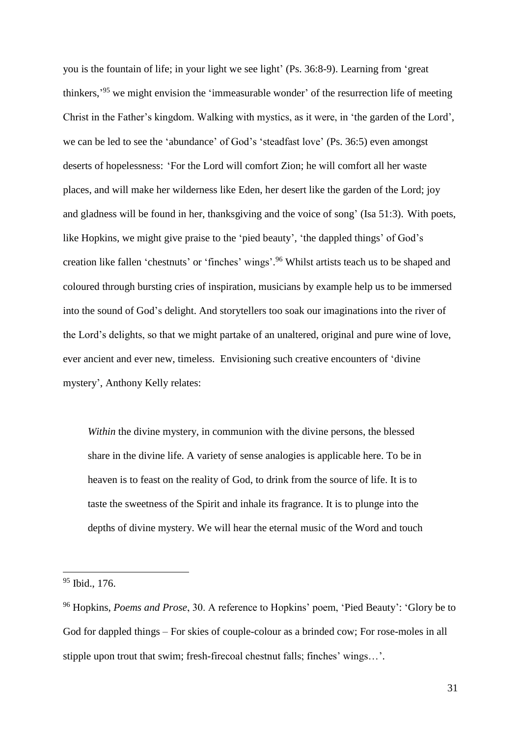you is the fountain of life; in your light we see light' (Ps. 36:8-9). Learning from 'great thinkers,'[95] we might envision the 'immeasurable wonder' of the resurrection life of meeting Christ in the Father's kingdom. Walking with mystics, as it were, in 'the garden of the Lord', we can be led to see the 'abundance' of God's 'steadfast love' (Ps. 36:5) even amongst deserts of hopelessness: 'For the Lord will comfort Zion; he will comfort all her waste places, and will make her wilderness like Eden, her desert like the garden of the Lord; joy and gladness will be found in her, thanksgiving and the voice of song' (Isa 51:3). With poets, like Hopkins, we might give praise to the 'pied beauty', 'the dappled things' of God's creation like fallen 'chestnuts' or 'finches' wings'.[96] Whilst artists teach us to be shaped and coloured through bursting cries of inspiration, musicians by example help us to be immersed into the sound of God's delight. And storytellers too soak our imaginations into the river of the Lord's delights, so that we might partake of an unaltered, original and pure wine of love, ever ancient and ever new, timeless. Envisioning such creative encounters of 'divine mystery', Anthony Kelly relates:

> *Within* the divine mystery, in communion with the divine persons, the blessed share in the divine life. A variety of sense analogies is applicable here. To be in heaven is to feast on the reality of God, to drink from the source of life. It is to taste the sweetness of the Spirit and inhale its fragrance. It is to plunge into the depths of divine mystery. We will hear the eternal music of the Word and touch

---

[95] Ibid., 176.

[96] Hopkins, *Poems and Prose*, 30. A reference to Hopkins' poem, 'Pied Beauty': 'Glory be to God for dappled things – For skies of couple-colour as a brinded cow; For rose-moles in all stipple upon trout that swim; fresh-firecoal chestnut falls; finches' wings…'.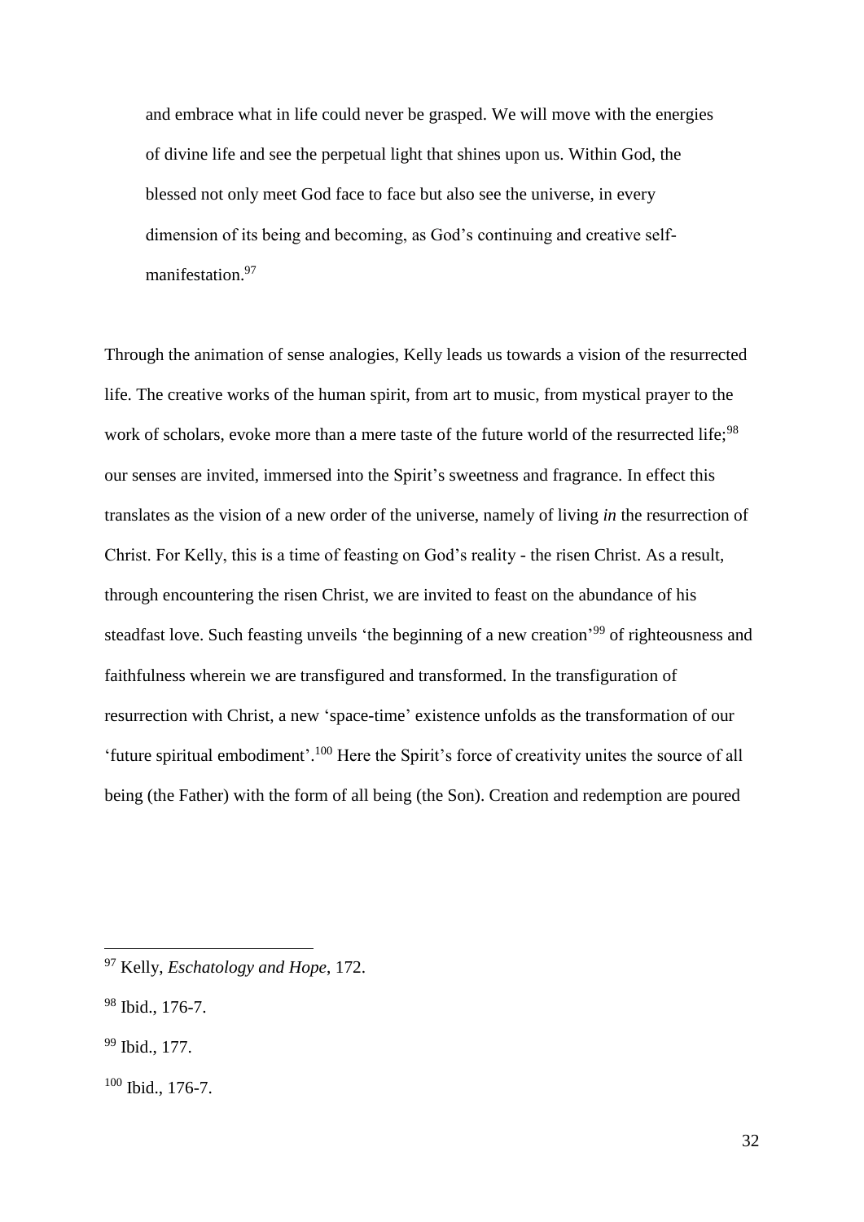> and embrace what in life could never be grasped. We will move with the energies of divine life and see the perpetual light that shines upon us. Within God, the blessed not only meet God face to face but also see the universe, in every dimension of its being and becoming, as God's continuing and creative self-manifestation.[97]

Through the animation of sense analogies, Kelly leads us towards a vision of the resurrected life. The creative works of the human spirit, from art to music, from mystical prayer to the work of scholars, evoke more than a mere taste of the future world of the resurrected life;[98] our senses are invited, immersed into the Spirit's sweetness and fragrance. In effect this translates as the vision of a new order of the universe, namely of living *in* the resurrection of Christ. For Kelly, this is a time of feasting on God's reality - the risen Christ. As a result, through encountering the risen Christ, we are invited to feast on the abundance of his steadfast love. Such feasting unveils 'the beginning of a new creation'[99] of righteousness and faithfulness wherein we are transfigured and transformed. In the transfiguration of resurrection with Christ, a new 'space-time' existence unfolds as the transformation of our 'future spiritual embodiment'.[100] Here the Spirit's force of creativity unites the source of all being (the Father) with the form of all being (the Son). Creation and redemption are poured

---

[97] Kelly, *Eschatology and Hope*, 172.

[98] Ibid., 176-7.

[99] Ibid., 177.

[100] Ibid., 176-7.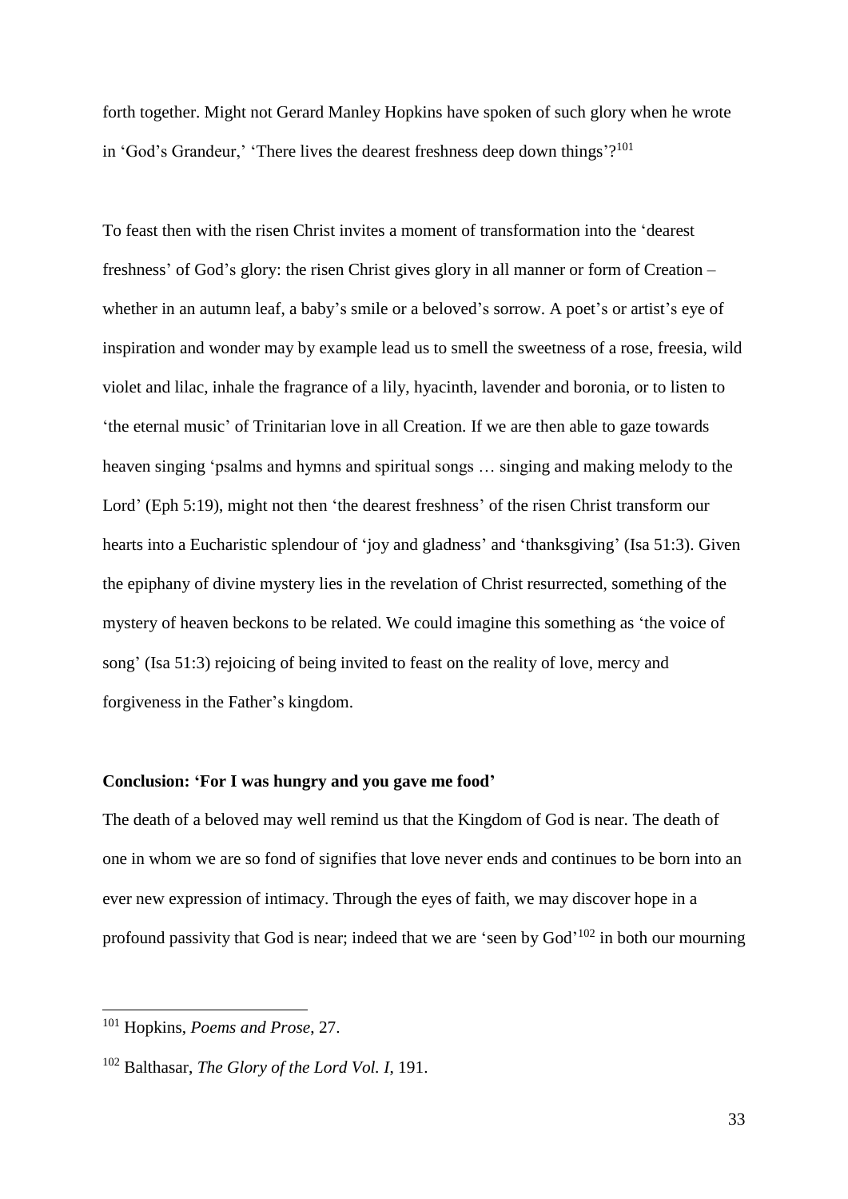forth together. Might not Gerard Manley Hopkins have spoken of such glory when he wrote in 'God's Grandeur,' 'There lives the dearest freshness deep down things'?[101]

To feast then with the risen Christ invites a moment of transformation into the 'dearest freshness' of God's glory: the risen Christ gives glory in all manner or form of Creation – whether in an autumn leaf, a baby's smile or a beloved's sorrow. A poet's or artist's eye of inspiration and wonder may by example lead us to smell the sweetness of a rose, freesia, wild violet and lilac, inhale the fragrance of a lily, hyacinth, lavender and boronia, or to listen to 'the eternal music' of Trinitarian love in all Creation. If we are then able to gaze towards heaven singing 'psalms and hymns and spiritual songs … singing and making melody to the Lord' (Eph 5:19), might not then 'the dearest freshness' of the risen Christ transform our hearts into a Eucharistic splendour of 'joy and gladness' and 'thanksgiving' (Isa 51:3). Given the epiphany of divine mystery lies in the revelation of Christ resurrected, something of the mystery of heaven beckons to be related. We could imagine this something as 'the voice of song' (Isa 51:3) rejoicing of being invited to feast on the reality of love, mercy and forgiveness in the Father's kingdom.

**Conclusion: 'For I was hungry and you gave me food'**

The death of a beloved may well remind us that the Kingdom of God is near. The death of one in whom we are so fond of signifies that love never ends and continues to be born into an ever new expression of intimacy. Through the eyes of faith, we may discover hope in a profound passivity that God is near; indeed that we are 'seen by God'[102] in both our mourning

---

[101] Hopkins, *Poems and Prose*, 27.

[102] Balthasar, *The Glory of the Lord Vol. I*, 191.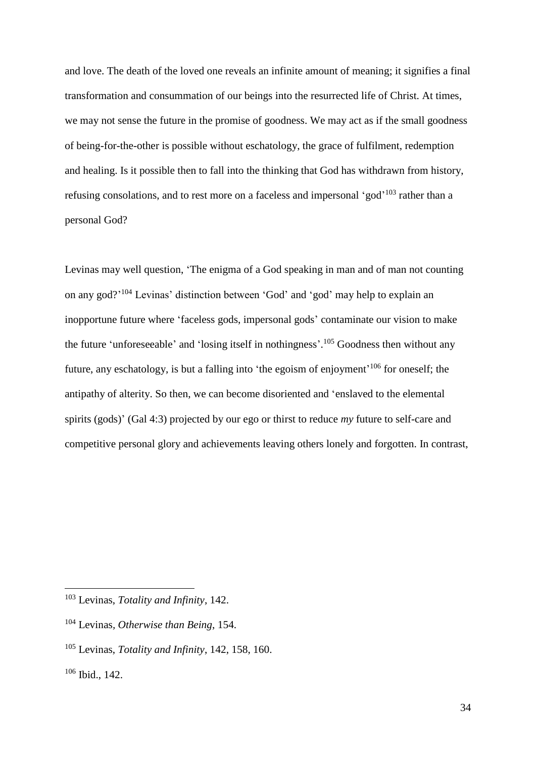and love. The death of the loved one reveals an infinite amount of meaning; it signifies a final transformation and consummation of our beings into the resurrected life of Christ. At times, we may not sense the future in the promise of goodness. We may act as if the small goodness of being-for-the-other is possible without eschatology, the grace of fulfilment, redemption and healing. Is it possible then to fall into the thinking that God has withdrawn from history, refusing consolations, and to rest more on a faceless and impersonal 'god'[103] rather than a personal God?

Levinas may well question, 'The enigma of a God speaking in man and of man not counting on any god?'[104] Levinas' distinction between 'God' and 'god' may help to explain an inopportune future where 'faceless gods, impersonal gods' contaminate our vision to make the future 'unforeseeable' and 'losing itself in nothingness'.[105] Goodness then without any future, any eschatology, is but a falling into 'the egoism of enjoyment'[106] for oneself; the antipathy of alterity. So then, we can become disoriented and 'enslaved to the elemental spirits (gods)' (Gal 4:3) projected by our ego or thirst to reduce *my* future to self-care and competitive personal glory and achievements leaving others lonely and forgotten. In contrast,

---

[103] Levinas, *Totality and Infinity*, 142.

[104] Levinas, *Otherwise than Being*, 154.

[105] Levinas, *Totality and Infinity*, 142, 158, 160.

[106] Ibid., 142.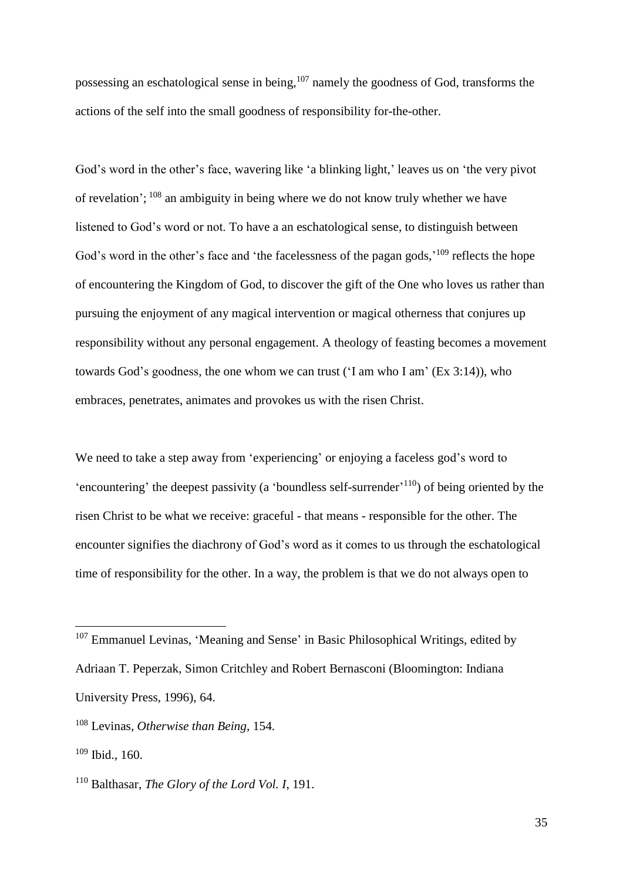possessing an eschatological sense in being,[107] namely the goodness of God, transforms the actions of the self into the small goodness of responsibility for-the-other.

God's word in the other's face, wavering like 'a blinking light,' leaves us on 'the very pivot of revelation'; [108] an ambiguity in being where we do not know truly whether we have listened to God's word or not. To have a an eschatological sense, to distinguish between God's word in the other's face and 'the facelessness of the pagan gods,'[109] reflects the hope of encountering the Kingdom of God, to discover the gift of the One who loves us rather than pursuing the enjoyment of any magical intervention or magical otherness that conjures up responsibility without any personal engagement. A theology of feasting becomes a movement towards God's goodness, the one whom we can trust ('I am who I am' (Ex 3:14)), who embraces, penetrates, animates and provokes us with the risen Christ.

We need to take a step away from 'experiencing' or enjoying a faceless god's word to 'encountering' the deepest passivity (a 'boundless self-surrender'[110]) of being oriented by the risen Christ to be what we receive: graceful - that means - responsible for the other. The encounter signifies the diachrony of God's word as it comes to us through the eschatological time of responsibility for the other. In a way, the problem is that we do not always open to

---

[107] Emmanuel Levinas, 'Meaning and Sense' in Basic Philosophical Writings, edited by Adriaan T. Peperzak, Simon Critchley and Robert Bernasconi (Bloomington: Indiana University Press, 1996), 64.

[108] Levinas, *Otherwise than Being*, 154.

[109] Ibid., 160.

[110] Balthasar, *The Glory of the Lord Vol. I*, 191.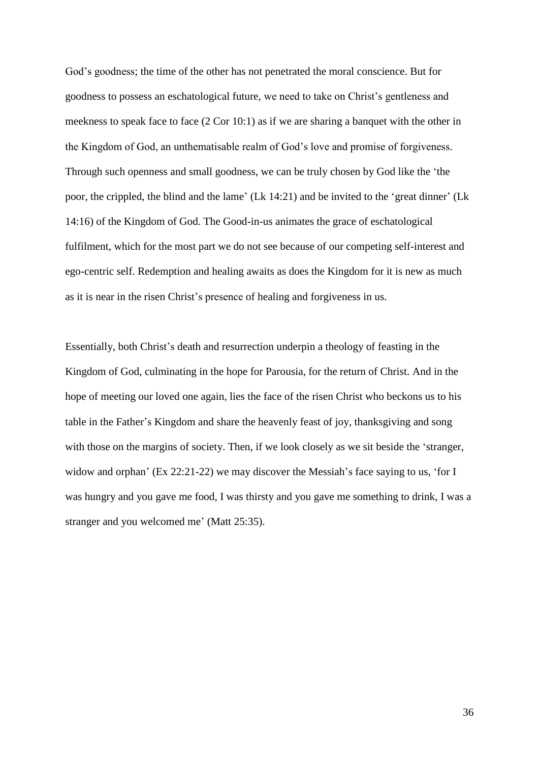God's goodness; the time of the other has not penetrated the moral conscience. But for goodness to possess an eschatological future, we need to take on Christ's gentleness and meekness to speak face to face (2 Cor 10:1) as if we are sharing a banquet with the other in the Kingdom of God, an unthematisable realm of God's love and promise of forgiveness. Through such openness and small goodness, we can be truly chosen by God like the 'the poor, the crippled, the blind and the lame' (Lk 14:21) and be invited to the 'great dinner' (Lk 14:16) of the Kingdom of God. The Good-in-us animates the grace of eschatological fulfilment, which for the most part we do not see because of our competing self-interest and ego-centric self. Redemption and healing awaits as does the Kingdom for it is new as much as it is near in the risen Christ's presence of healing and forgiveness in us.

Essentially, both Christ's death and resurrection underpin a theology of feasting in the Kingdom of God, culminating in the hope for Parousia, for the return of Christ. And in the hope of meeting our loved one again, lies the face of the risen Christ who beckons us to his table in the Father's Kingdom and share the heavenly feast of joy, thanksgiving and song with those on the margins of society. Then, if we look closely as we sit beside the 'stranger, widow and orphan' (Ex 22:21-22) we may discover the Messiah's face saying to us, 'for I was hungry and you gave me food, I was thirsty and you gave me something to drink, I was a stranger and you welcomed me' (Matt 25:35).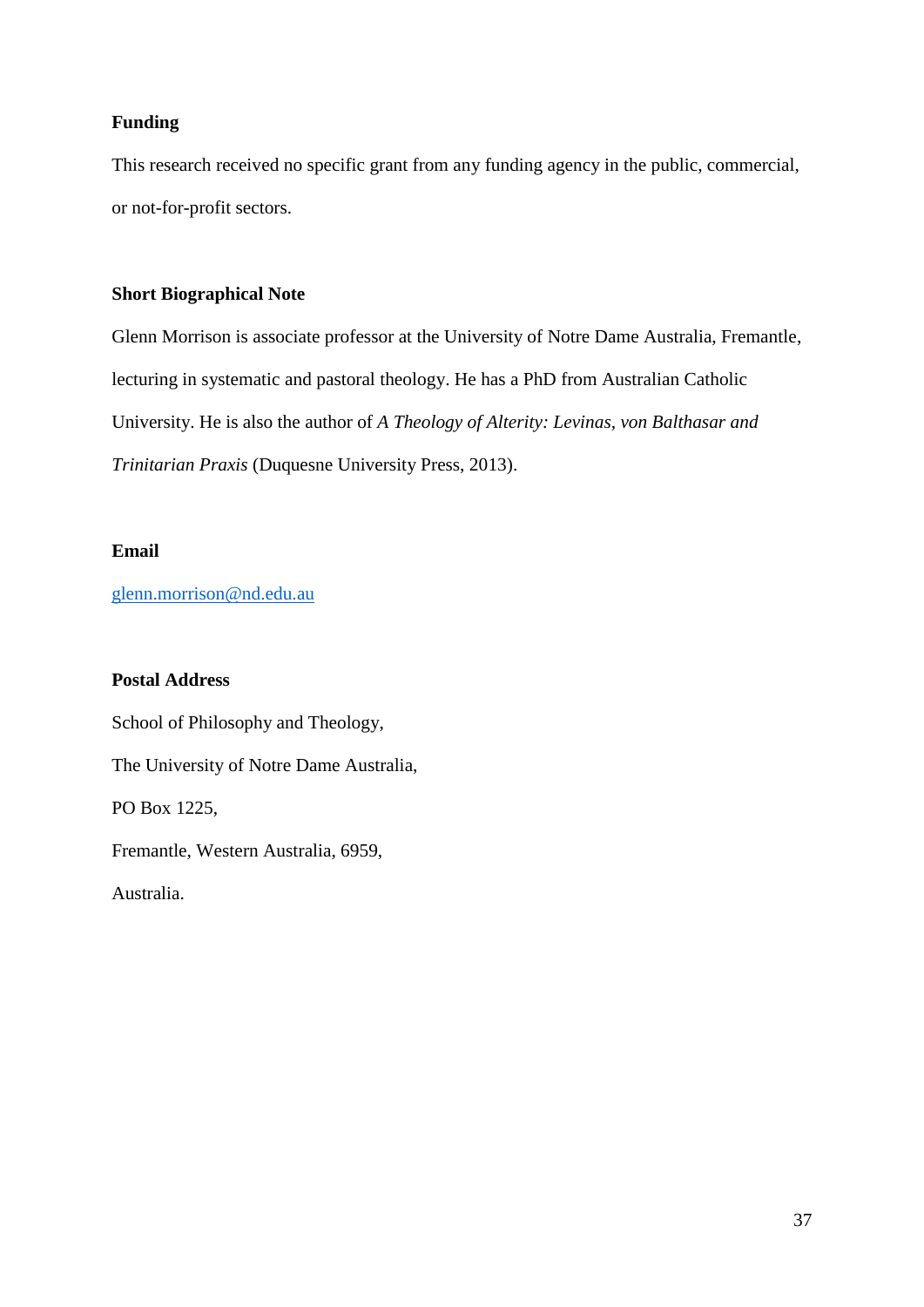**Funding**

This research received no specific grant from any funding agency in the public, commercial, or not-for-profit sectors.

**Short Biographical Note**

Glenn Morrison is associate professor at the University of Notre Dame Australia, Fremantle, lecturing in systematic and pastoral theology. He has a PhD from Australian Catholic University. He is also the author of *A Theology of Alterity: Levinas, von Balthasar and Trinitarian Praxis* (Duquesne University Press, 2013).

**Email**

glenn.morrison@nd.edu.au

**Postal Address**

School of Philosophy and Theology,

The University of Notre Dame Australia,

PO Box 1225,

Fremantle, Western Australia, 6959,

Australia.